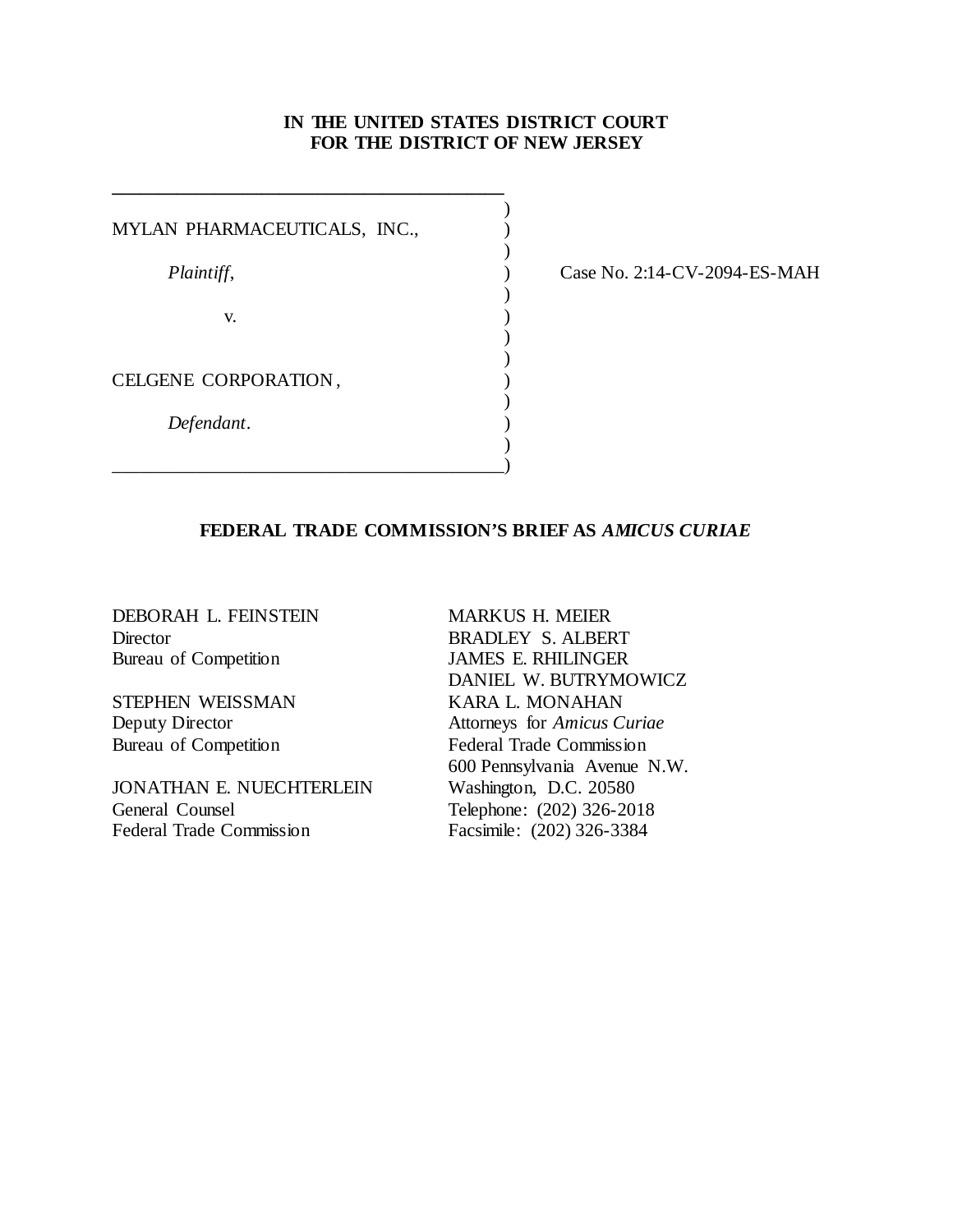**IN THE UNITED STATES DISTRICT COURT**
**FOR THE DISTRICT OF NEW JERSEY**

| | | |
|---|---|---|
| MYLAN PHARMACEUTICALS, INC., | ) | |
| *Plaintiff*, | ) | Case No. 2:14-CV-2094-ES-MAH |
| v. | ) | |
| CELGENE CORPORATION, | ) | |
| *Defendant*. | ) | |

## FEDERAL TRADE COMMISSION'S BRIEF AS *AMICUS CURIAE*

DEBORAH L. FEINSTEIN
Director
Bureau of Competition

STEPHEN WEISSMAN
Deputy Director
Bureau of Competition

JONATHAN E. NUECHTERLEIN
General Counsel
Federal Trade Commission

MARKUS H. MEIER
BRADLEY S. ALBERT
JAMES E. RHILINGER
DANIEL W. BUTRYMOWICZ
KARA L. MONAHAN
Attorneys for *Amicus Curiae*
Federal Trade Commission
600 Pennsylvania Avenue N.W.
Washington, D.C. 20580
Telephone: (202) 326-2018
Facsimile: (202) 326-3384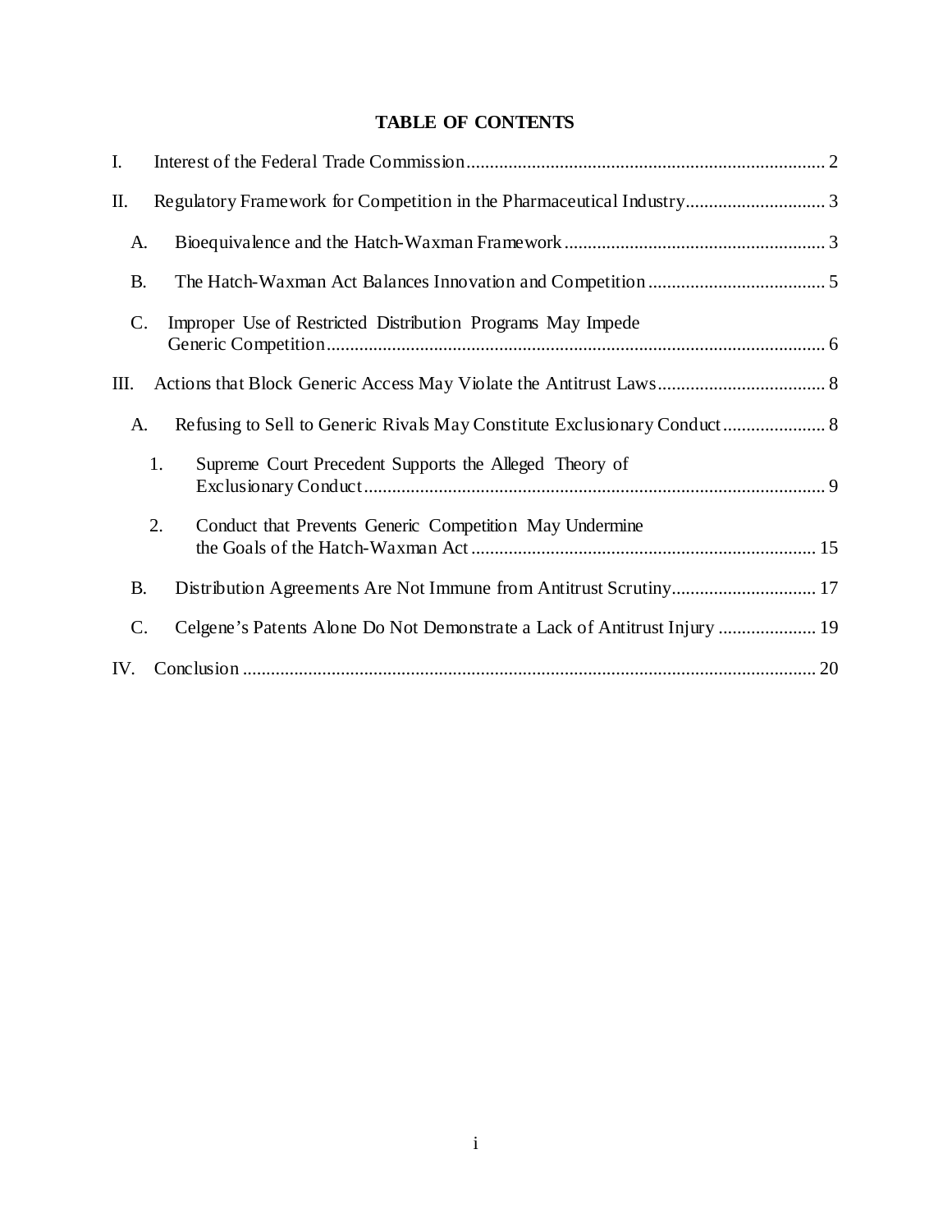**TABLE OF CONTENTS**

I. Interest of the Federal Trade Commission .......... 2

II. Regulatory Framework for Competition in the Pharmaceutical Industry .......... 3

  A. Bioequivalence and the Hatch-Waxman Framework .......... 3

  B. The Hatch-Waxman Act Balances Innovation and Competition .......... 5

  C. Improper Use of Restricted Distribution Programs May Impede Generic Competition .......... 6

III. Actions that Block Generic Access May Violate the Antitrust Laws .......... 8

  A. Refusing to Sell to Generic Rivals May Constitute Exclusionary Conduct .......... 8

    1. Supreme Court Precedent Supports the Alleged Theory of Exclusionary Conduct .......... 9

    2. Conduct that Prevents Generic Competition May Undermine the Goals of the Hatch-Waxman Act .......... 15

  B. Distribution Agreements Are Not Immune from Antitrust Scrutiny .......... 17

  C. Celgene's Patents Alone Do Not Demonstrate a Lack of Antitrust Injury .......... 19

IV. Conclusion .......... 20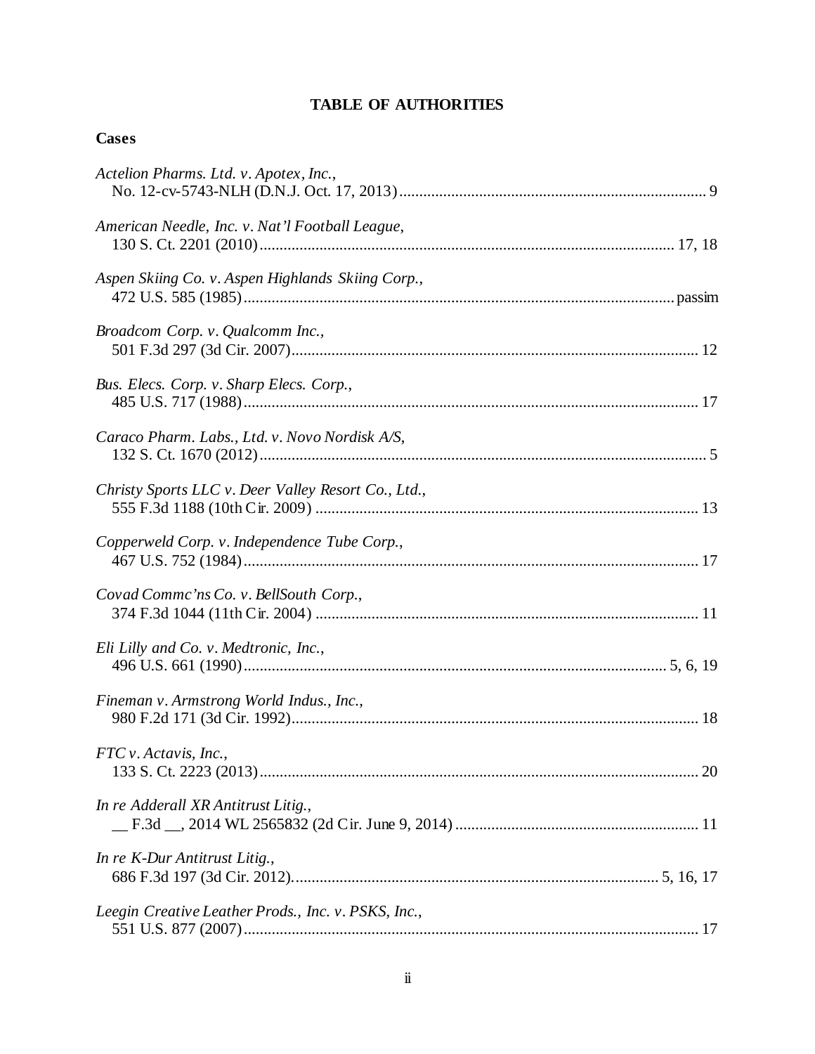# TABLE OF AUTHORITIES

## Cases

*Actelion Pharms. Ltd. v. Apotex, Inc.*,
No. 12-cv-5743-NLH (D.N.J. Oct. 17, 2013)........................................................................... 9

*American Needle, Inc. v. Nat'l Football League*,
130 S. Ct. 2201 (2010)........................................................................................................ 17, 18

*Aspen Skiing Co. v. Aspen Highlands Skiing Corp.*,
472 U.S. 585 (1985)........................................................................................................... passim

*Broadcom Corp. v. Qualcomm Inc.*,
501 F.3d 297 (3d Cir. 2007)...................................................................................................... 12

*Bus. Elecs. Corp. v. Sharp Elecs. Corp.*,
485 U.S. 717 (1988)................................................................................................................... 17

*Caraco Pharm. Labs., Ltd. v. Novo Nordisk A/S*,
132 S. Ct. 1670 (2012)................................................................................................................. 5

*Christy Sports LLC v. Deer Valley Resort Co., Ltd.*,
555 F.3d 1188 (10th Cir. 2009) ................................................................................................. 13

*Copperweld Corp. v. Independence Tube Corp.*,
467 U.S. 752 (1984)................................................................................................................... 17

*Covad Commc'ns Co. v. BellSouth Corp.*,
374 F.3d 1044 (11th Cir. 2004) ................................................................................................. 11

*Eli Lilly and Co. v. Medtronic, Inc.*,
496 U.S. 661 (1990)........................................................................................................... 5, 6, 19

*Fineman v. Armstrong World Indus., Inc.*,
980 F.2d 171 (3d Cir. 1992)....................................................................................................... 18

*FTC v. Actavis, Inc.*,
133 S. Ct. 2223 (2013)............................................................................................................... 20

*In re Adderall XR Antitrust Litig.*,
__ F.3d __, 2014 WL 2565832 (2d Cir. June 9, 2014) ............................................................. 11

*In re K-Dur Antitrust Litig.*,
686 F.3d 197 (3d Cir. 2012)............................................................................................. 5, 16, 17

*Leegin Creative Leather Prods., Inc. v. PSKS, Inc.*,
551 U.S. 877 (2007)................................................................................................................... 17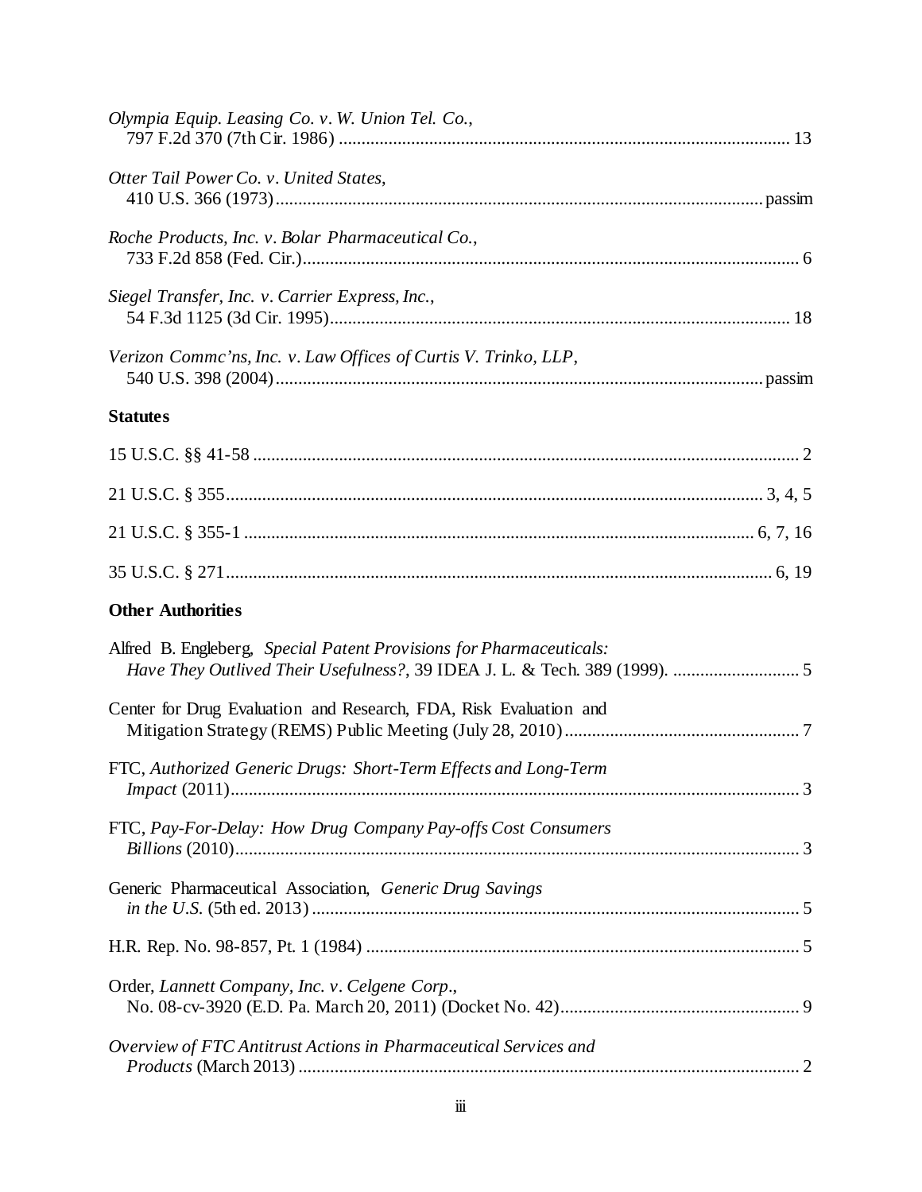*Olympia Equip. Leasing Co. v. W. Union Tel. Co.*,
797 F.2d 370 (7th Cir. 1986) ........................................................................................ 13

*Otter Tail Power Co. v. United States*,
410 U.S. 366 (1973)............................................................................................... passim

*Roche Products, Inc. v. Bolar Pharmaceutical Co.*,
733 F.2d 858 (Fed. Cir.)............................................................................................... 6

*Siegel Transfer, Inc. v. Carrier Express, Inc.*,
54 F.3d 1125 (3d Cir. 1995)........................................................................................ 18

*Verizon Commc'ns, Inc. v. Law Offices of Curtis V. Trinko, LLP*,
540 U.S. 398 (2004)............................................................................................... passim

**Statutes**

15 U.S.C. §§ 41-58 ........................................................................................................ 2

21 U.S.C. § 355...................................................................................................... 3, 4, 5

21 U.S.C. § 355-1 ................................................................................................ 6, 7, 16

35 U.S.C. § 271....................................................................................................... 6, 19

**Other Authorities**

Alfred B. Engleberg, *Special Patent Provisions for Pharmaceuticals: Have They Outlived Their Usefulness?*, 39 IDEA J. L. & Tech. 389 (1999). ............................ 5

Center for Drug Evaluation and Research, FDA, Risk Evaluation and Mitigation Strategy (REMS) Public Meeting (July 28, 2010).................................................... 7

FTC, *Authorized Generic Drugs: Short-Term Effects and Long-Term Impact* (2011)................................................................................................................ 3

FTC, *Pay-For-Delay: How Drug Company Pay-offs Cost Consumers Billions* (2010)............................................................................................................. 3

Generic Pharmaceutical Association, *Generic Drug Savings in the U.S.* (5th ed. 2013)............................................................................................. 5

H.R. Rep. No. 98-857, Pt. 1 (1984) ............................................................................... 5

Order, *Lannett Company, Inc. v. Celgene Corp*., No. 08-cv-3920 (E.D. Pa. March 20, 2011) (Docket No. 42)..................................................... 9

*Overview of FTC Antitrust Actions in Pharmaceutical Services and Products* (March 2013) ............................................................................................... 2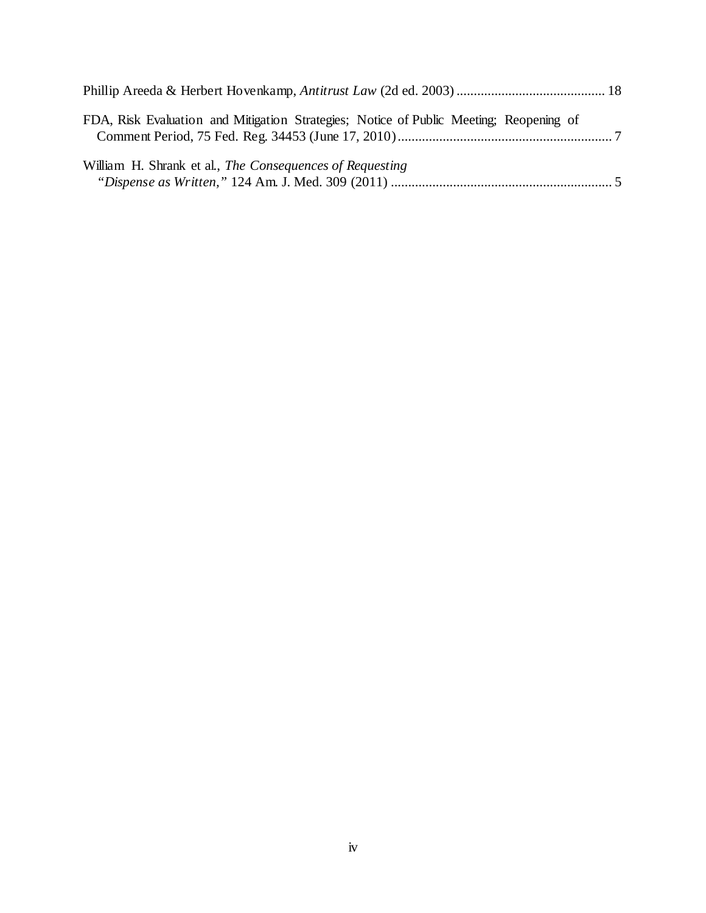Phillip Areeda & Herbert Hovenkamp, *Antitrust Law* (2d ed. 2003) .......................................... 18

FDA, Risk Evaluation and Mitigation Strategies; Notice of Public Meeting; Reopening of Comment Period, 75 Fed. Reg. 34453 (June 17, 2010) ............................................................. 7

William H. Shrank et al., *The Consequences of Requesting "Dispense as Written,"* 124 Am. J. Med. 309 (2011) ............................................................... 5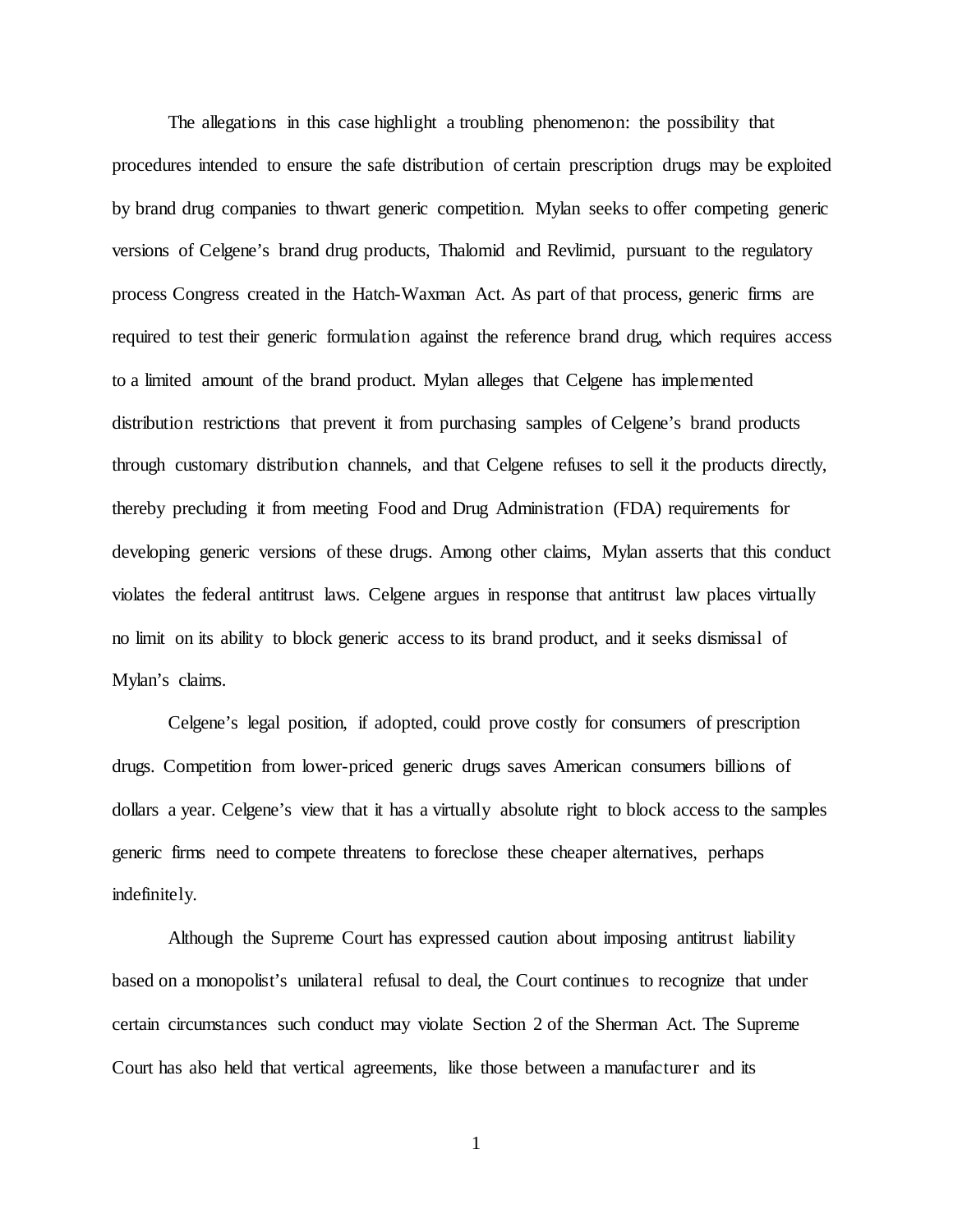The allegations in this case highlight a troubling phenomenon: the possibility that procedures intended to ensure the safe distribution of certain prescription drugs may be exploited by brand drug companies to thwart generic competition. Mylan seeks to offer competing generic versions of Celgene's brand drug products, Thalomid and Revlimid, pursuant to the regulatory process Congress created in the Hatch-Waxman Act. As part of that process, generic firms are required to test their generic formulation against the reference brand drug, which requires access to a limited amount of the brand product. Mylan alleges that Celgene has implemented distribution restrictions that prevent it from purchasing samples of Celgene's brand products through customary distribution channels, and that Celgene refuses to sell it the products directly, thereby precluding it from meeting Food and Drug Administration (FDA) requirements for developing generic versions of these drugs. Among other claims, Mylan asserts that this conduct violates the federal antitrust laws. Celgene argues in response that antitrust law places virtually no limit on its ability to block generic access to its brand product, and it seeks dismissal of Mylan's claims.

Celgene's legal position, if adopted, could prove costly for consumers of prescription drugs. Competition from lower-priced generic drugs saves American consumers billions of dollars a year. Celgene's view that it has a virtually absolute right to block access to the samples generic firms need to compete threatens to foreclose these cheaper alternatives, perhaps indefinitely.

Although the Supreme Court has expressed caution about imposing antitrust liability based on a monopolist's unilateral refusal to deal, the Court continues to recognize that under certain circumstances such conduct may violate Section 2 of the Sherman Act. The Supreme Court has also held that vertical agreements, like those between a manufacturer and its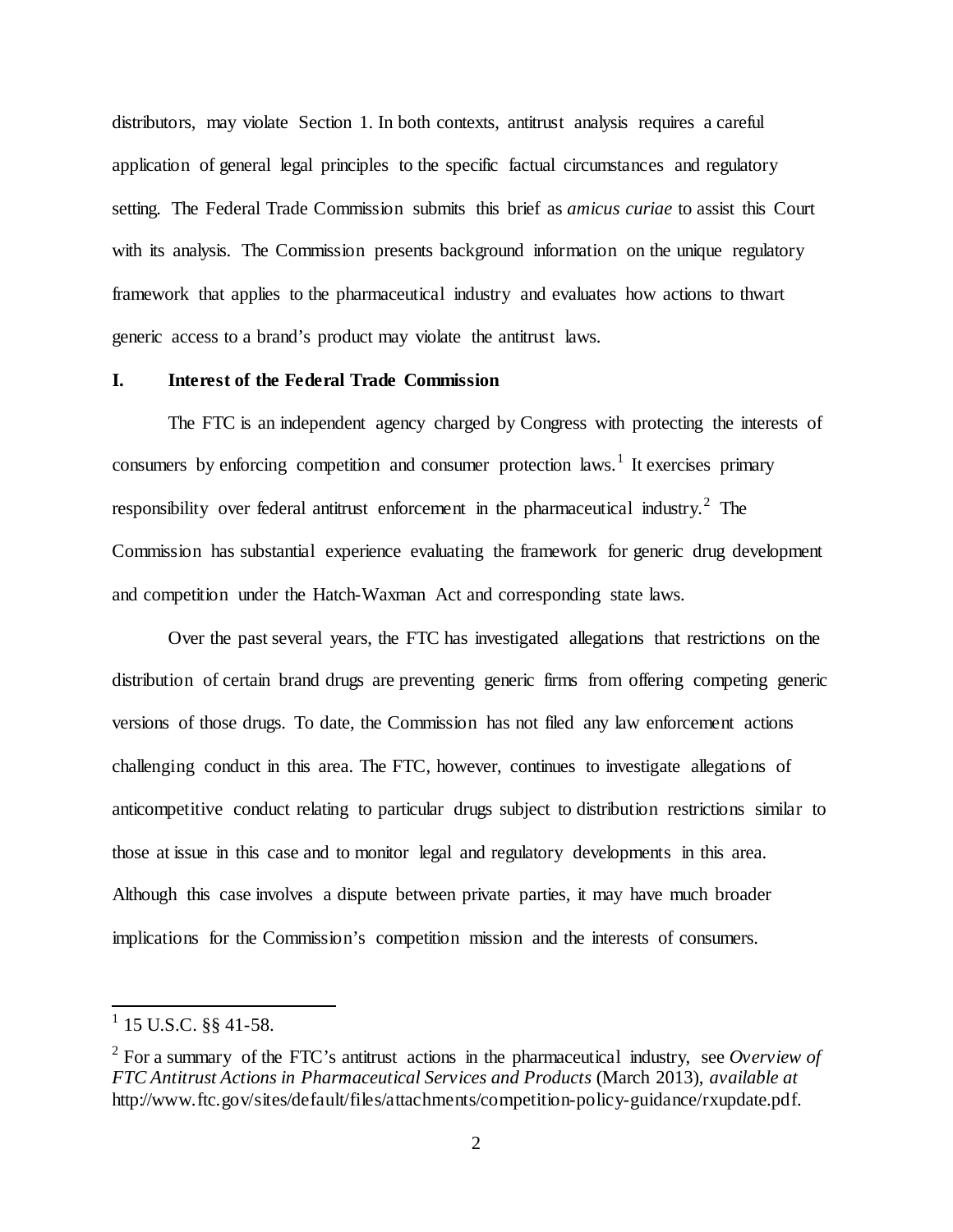distributors, may violate Section 1. In both contexts, antitrust analysis requires a careful application of general legal principles to the specific factual circumstances and regulatory setting. The Federal Trade Commission submits this brief as *amicus curiae* to assist this Court with its analysis. The Commission presents background information on the unique regulatory framework that applies to the pharmaceutical industry and evaluates how actions to thwart generic access to a brand's product may violate the antitrust laws.

## I. Interest of the Federal Trade Commission

The FTC is an independent agency charged by Congress with protecting the interests of consumers by enforcing competition and consumer protection laws.[1] It exercises primary responsibility over federal antitrust enforcement in the pharmaceutical industry.[2] The Commission has substantial experience evaluating the framework for generic drug development and competition under the Hatch-Waxman Act and corresponding state laws.

Over the past several years, the FTC has investigated allegations that restrictions on the distribution of certain brand drugs are preventing generic firms from offering competing generic versions of those drugs. To date, the Commission has not filed any law enforcement actions challenging conduct in this area. The FTC, however, continues to investigate allegations of anticompetitive conduct relating to particular drugs subject to distribution restrictions similar to those at issue in this case and to monitor legal and regulatory developments in this area. Although this case involves a dispute between private parties, it may have much broader implications for the Commission's competition mission and the interests of consumers.

---

[1] 15 U.S.C. §§ 41-58.

[2] For a summary of the FTC's antitrust actions in the pharmaceutical industry, see *Overview of FTC Antitrust Actions in Pharmaceutical Services and Products* (March 2013), *available at* http://www.ftc.gov/sites/default/files/attachments/competition-policy-guidance/rxupdate.pdf.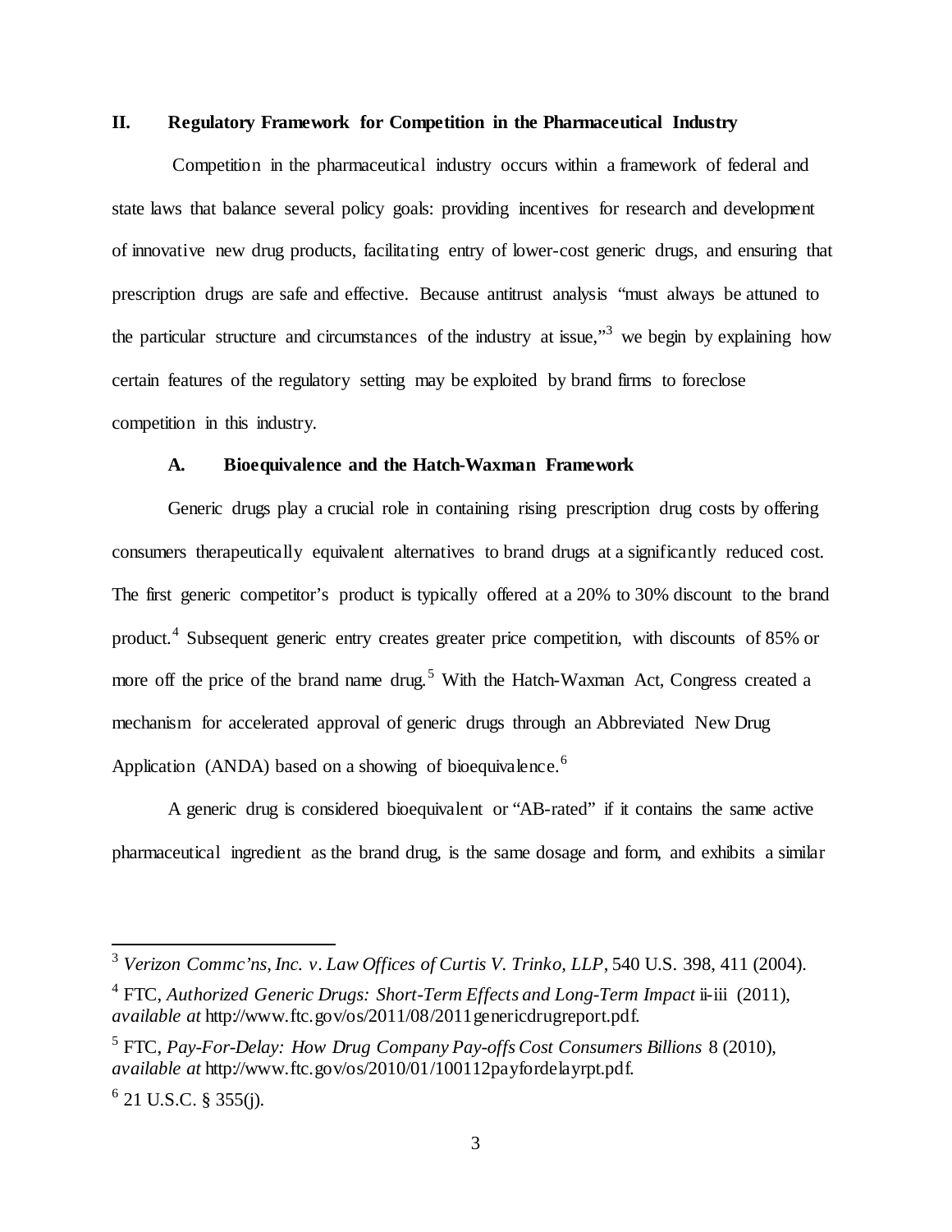## II. Regulatory Framework for Competition in the Pharmaceutical Industry

Competition in the pharmaceutical industry occurs within a framework of federal and state laws that balance several policy goals: providing incentives for research and development of innovative new drug products, facilitating entry of lower-cost generic drugs, and ensuring that prescription drugs are safe and effective. Because antitrust analysis "must always be attuned to the particular structure and circumstances of the industry at issue,"[3] we begin by explaining how certain features of the regulatory setting may be exploited by brand firms to foreclose competition in this industry.

### A. Bioequivalence and the Hatch-Waxman Framework

Generic drugs play a crucial role in containing rising prescription drug costs by offering consumers therapeutically equivalent alternatives to brand drugs at a significantly reduced cost. The first generic competitor's product is typically offered at a 20% to 30% discount to the brand product.[4] Subsequent generic entry creates greater price competition, with discounts of 85% or more off the price of the brand name drug.[5] With the Hatch-Waxman Act, Congress created a mechanism for accelerated approval of generic drugs through an Abbreviated New Drug Application (ANDA) based on a showing of bioequivalence.[6]

A generic drug is considered bioequivalent or "AB-rated" if it contains the same active pharmaceutical ingredient as the brand drug, is the same dosage and form, and exhibits a similar

---

[3] *Verizon Commc'ns, Inc. v. Law Offices of Curtis V. Trinko, LLP*, 540 U.S. 398, 411 (2004).

[4] FTC, *Authorized Generic Drugs: Short-Term Effects and Long-Term Impact* ii-iii (2011), *available at* http://www.ftc.gov/os/2011/08/2011genericdrugreport.pdf.

[5] FTC, *Pay-For-Delay: How Drug Company Pay-offs Cost Consumers Billions* 8 (2010), *available at* http://www.ftc.gov/os/2010/01/100112payfordelayrpt.pdf.

[6] 21 U.S.C. § 355(j).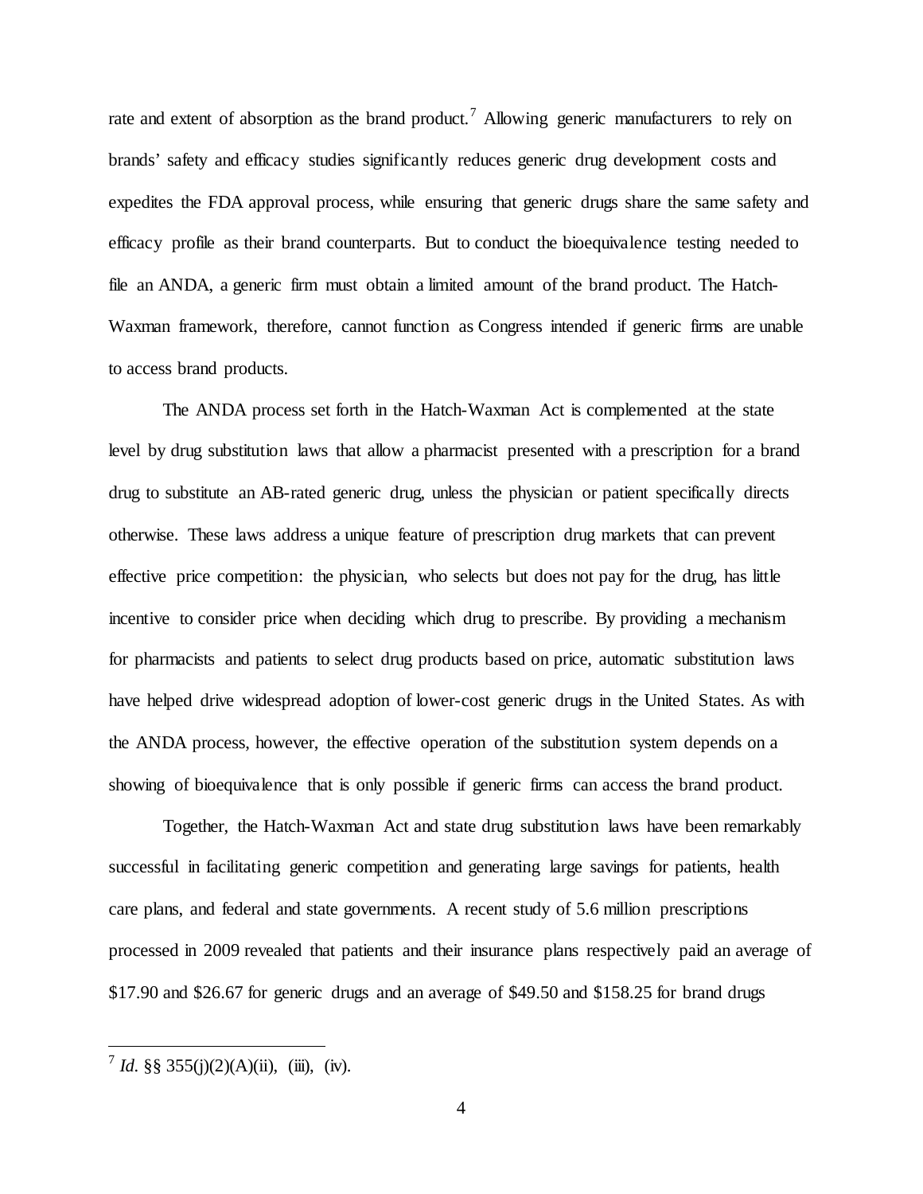rate and extent of absorption as the brand product.[7] Allowing generic manufacturers to rely on brands' safety and efficacy studies significantly reduces generic drug development costs and expedites the FDA approval process, while ensuring that generic drugs share the same safety and efficacy profile as their brand counterparts. But to conduct the bioequivalence testing needed to file an ANDA, a generic firm must obtain a limited amount of the brand product. The Hatch-Waxman framework, therefore, cannot function as Congress intended if generic firms are unable to access brand products.

The ANDA process set forth in the Hatch-Waxman Act is complemented at the state level by drug substitution laws that allow a pharmacist presented with a prescription for a brand drug to substitute an AB-rated generic drug, unless the physician or patient specifically directs otherwise. These laws address a unique feature of prescription drug markets that can prevent effective price competition: the physician, who selects but does not pay for the drug, has little incentive to consider price when deciding which drug to prescribe. By providing a mechanism for pharmacists and patients to select drug products based on price, automatic substitution laws have helped drive widespread adoption of lower-cost generic drugs in the United States. As with the ANDA process, however, the effective operation of the substitution system depends on a showing of bioequivalence that is only possible if generic firms can access the brand product.

Together, the Hatch-Waxman Act and state drug substitution laws have been remarkably successful in facilitating generic competition and generating large savings for patients, health care plans, and federal and state governments. A recent study of 5.6 million prescriptions processed in 2009 revealed that patients and their insurance plans respectively paid an average of \$17.90 and \$26.67 for generic drugs and an average of \$49.50 and \$158.25 for brand drugs

---

[7] *Id.* §§ 355(j)(2)(A)(ii), (iii), (iv).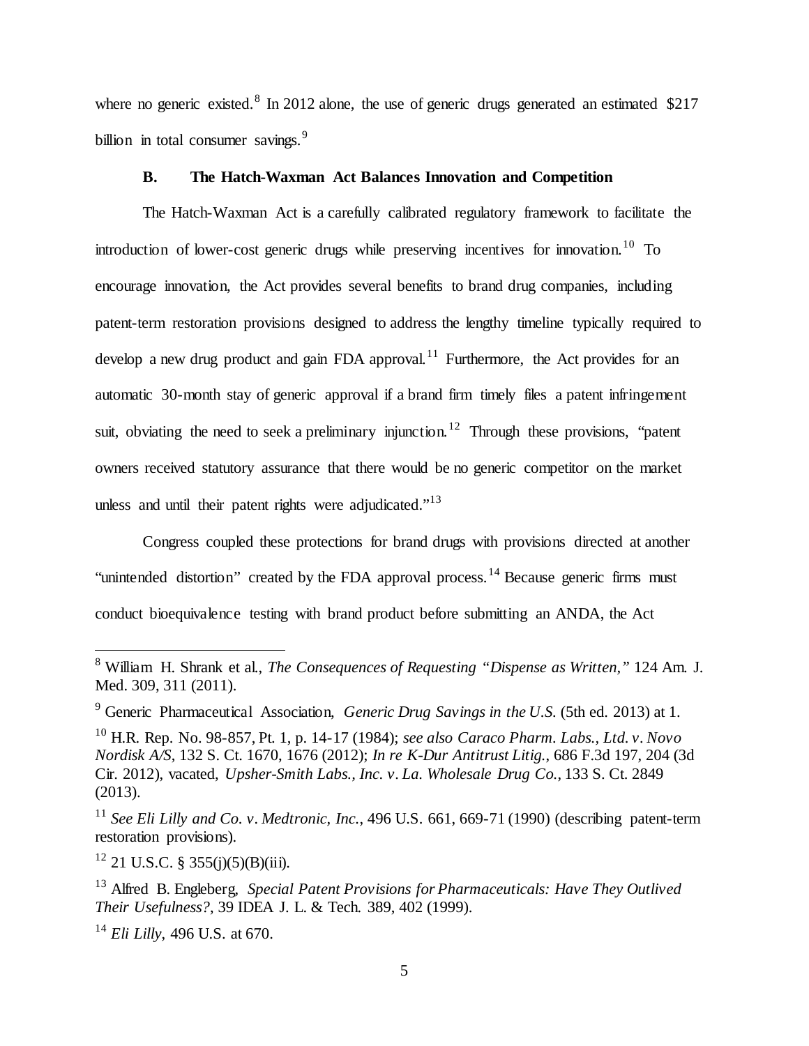where no generic existed.[8] In 2012 alone, the use of generic drugs generated an estimated $217 billion in total consumer savings.[9]

### B. The Hatch-Waxman Act Balances Innovation and Competition

The Hatch-Waxman Act is a carefully calibrated regulatory framework to facilitate the introduction of lower-cost generic drugs while preserving incentives for innovation.[10] To encourage innovation, the Act provides several benefits to brand drug companies, including patent-term restoration provisions designed to address the lengthy timeline typically required to develop a new drug product and gain FDA approval.[11] Furthermore, the Act provides for an automatic 30-month stay of generic approval if a brand firm timely files a patent infringement suit, obviating the need to seek a preliminary injunction.[12] Through these provisions, "patent owners received statutory assurance that there would be no generic competitor on the market unless and until their patent rights were adjudicated."[13]

Congress coupled these protections for brand drugs with provisions directed at another "unintended distortion" created by the FDA approval process.[14] Because generic firms must conduct bioequivalence testing with brand product before submitting an ANDA, the Act

---

[8] William H. Shrank et al., *The Consequences of Requesting "Dispense as Written,"* 124 Am. J. Med. 309, 311 (2011).

[9] Generic Pharmaceutical Association, *Generic Drug Savings in the U.S.* (5th ed. 2013) at 1.

[10] H.R. Rep. No. 98-857, Pt. 1, p. 14-17 (1984); *see also Caraco Pharm. Labs., Ltd. v. Novo Nordisk A/S*, 132 S. Ct. 1670, 1676 (2012); *In re K-Dur Antitrust Litig.*, 686 F.3d 197, 204 (3d Cir. 2012), vacated, *Upsher-Smith Labs., Inc. v. La. Wholesale Drug Co.*, 133 S. Ct. 2849 (2013).

[11] *See Eli Lilly and Co. v. Medtronic, Inc.*, 496 U.S. 661, 669-71 (1990) (describing patent-term restoration provisions).

[12] 21 U.S.C. § 355(j)(5)(B)(iii).

[13] Alfred B. Engleberg, *Special Patent Provisions for Pharmaceuticals: Have They Outlived Their Usefulness?*, 39 IDEA J. L. & Tech. 389, 402 (1999).

[14] *Eli Lilly*, 496 U.S. at 670.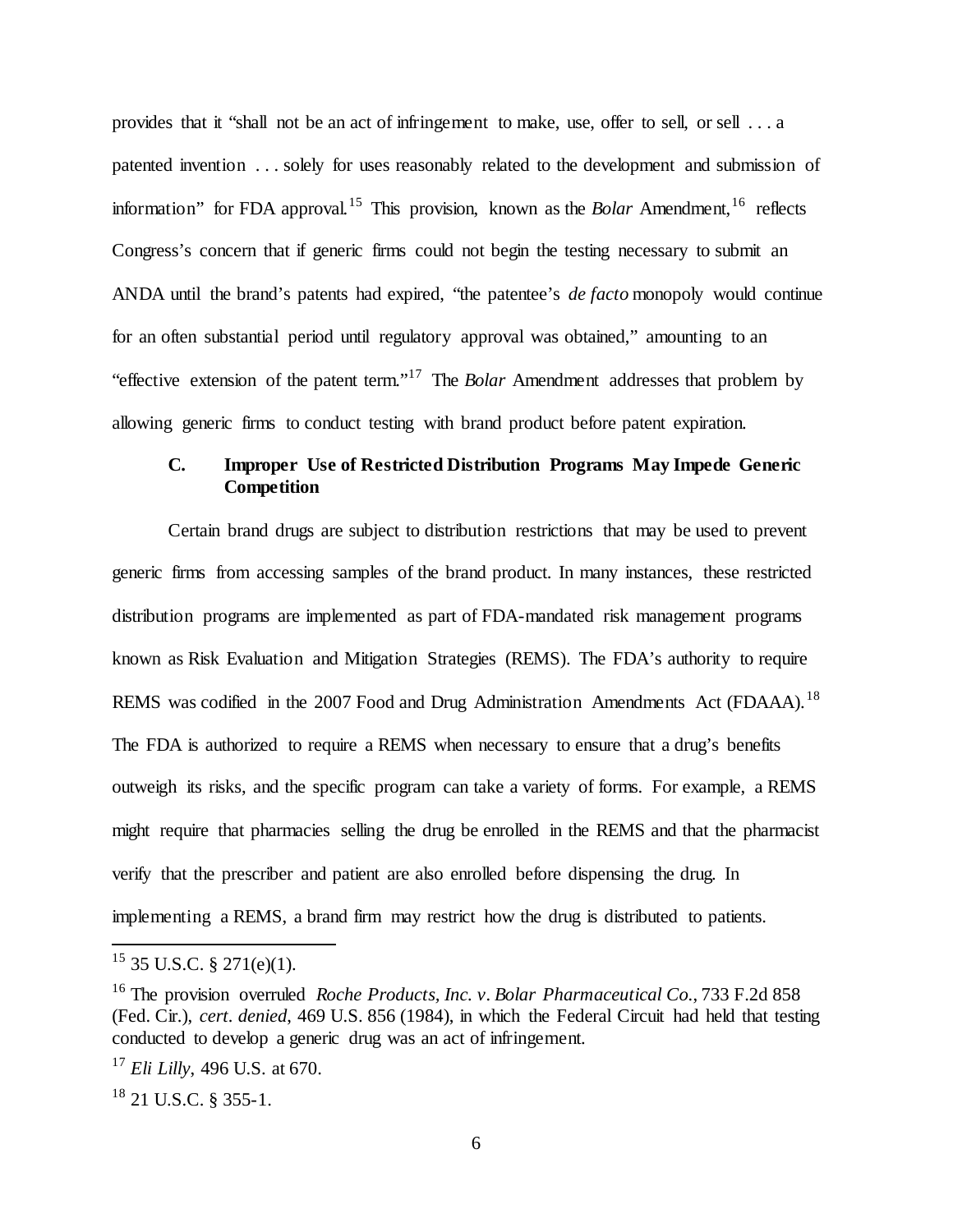provides that it "shall not be an act of infringement to make, use, offer to sell, or sell . . . a patented invention . . . solely for uses reasonably related to the development and submission of information" for FDA approval.[15] This provision, known as the *Bolar* Amendment,[16] reflects Congress's concern that if generic firms could not begin the testing necessary to submit an ANDA until the brand's patents had expired, "the patentee's *de facto* monopoly would continue for an often substantial period until regulatory approval was obtained," amounting to an "effective extension of the patent term."[17] The *Bolar* Amendment addresses that problem by allowing generic firms to conduct testing with brand product before patent expiration.

### C. Improper Use of Restricted Distribution Programs May Impede Generic Competition

Certain brand drugs are subject to distribution restrictions that may be used to prevent generic firms from accessing samples of the brand product. In many instances, these restricted distribution programs are implemented as part of FDA-mandated risk management programs known as Risk Evaluation and Mitigation Strategies (REMS). The FDA's authority to require REMS was codified in the 2007 Food and Drug Administration Amendments Act (FDAAA).[18] The FDA is authorized to require a REMS when necessary to ensure that a drug's benefits outweigh its risks, and the specific program can take a variety of forms. For example, a REMS might require that pharmacies selling the drug be enrolled in the REMS and that the pharmacist verify that the prescriber and patient are also enrolled before dispensing the drug. In implementing a REMS, a brand firm may restrict how the drug is distributed to patients.

---

[15] 35 U.S.C. § 271(e)(1).

[16] The provision overruled *Roche Products, Inc. v. Bolar Pharmaceutical Co.*, 733 F.2d 858 (Fed. Cir.), *cert. denied*, 469 U.S. 856 (1984), in which the Federal Circuit had held that testing conducted to develop a generic drug was an act of infringement.

[17] *Eli Lilly*, 496 U.S. at 670.

[18] 21 U.S.C. § 355-1.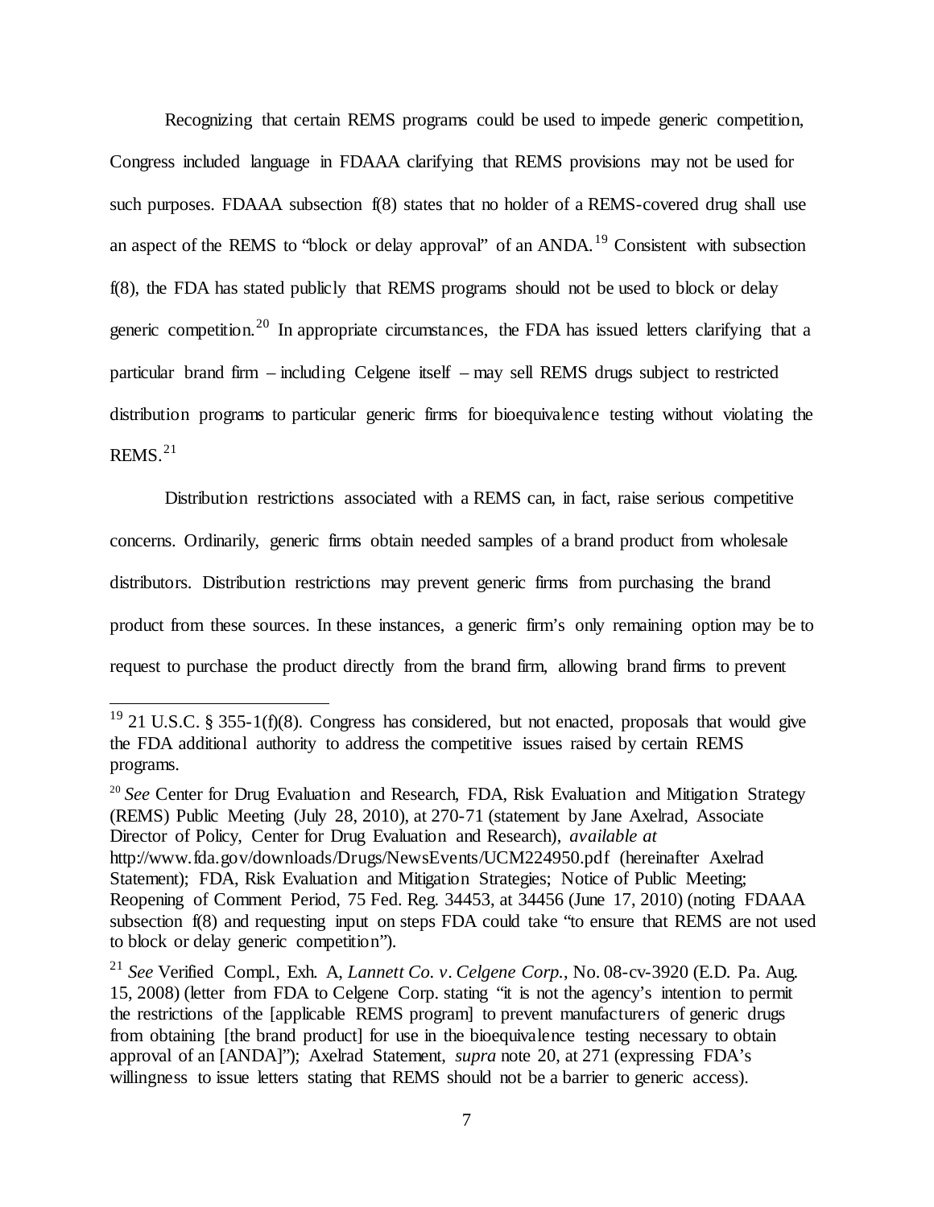Recognizing that certain REMS programs could be used to impede generic competition, Congress included language in FDAAA clarifying that REMS provisions may not be used for such purposes. FDAAA subsection f(8) states that no holder of a REMS-covered drug shall use an aspect of the REMS to "block or delay approval" of an ANDA.[19] Consistent with subsection f(8), the FDA has stated publicly that REMS programs should not be used to block or delay generic competition.[20] In appropriate circumstances, the FDA has issued letters clarifying that a particular brand firm – including Celgene itself – may sell REMS drugs subject to restricted distribution programs to particular generic firms for bioequivalence testing without violating the REMS.[21]

Distribution restrictions associated with a REMS can, in fact, raise serious competitive concerns. Ordinarily, generic firms obtain needed samples of a brand product from wholesale distributors. Distribution restrictions may prevent generic firms from purchasing the brand product from these sources. In these instances, a generic firm's only remaining option may be to request to purchase the product directly from the brand firm, allowing brand firms to prevent

---

[19] 21 U.S.C. § 355-1(f)(8). Congress has considered, but not enacted, proposals that would give the FDA additional authority to address the competitive issues raised by certain REMS programs.

[20] *See* Center for Drug Evaluation and Research, FDA, Risk Evaluation and Mitigation Strategy (REMS) Public Meeting (July 28, 2010), at 270-71 (statement by Jane Axelrad, Associate Director of Policy, Center for Drug Evaluation and Research), *available at* http://www.fda.gov/downloads/Drugs/NewsEvents/UCM224950.pdf (hereinafter Axelrad Statement); FDA, Risk Evaluation and Mitigation Strategies; Notice of Public Meeting; Reopening of Comment Period, 75 Fed. Reg. 34453, at 34456 (June 17, 2010) (noting FDAAA subsection f(8) and requesting input on steps FDA could take "to ensure that REMS are not used to block or delay generic competition").

[21] *See* Verified Compl., Exh. A, *Lannett Co. v. Celgene Corp.*, No. 08-cv-3920 (E.D. Pa. Aug. 15, 2008) (letter from FDA to Celgene Corp. stating "it is not the agency's intention to permit the restrictions of the [applicable REMS program] to prevent manufacturers of generic drugs from obtaining [the brand product] for use in the bioequivalence testing necessary to obtain approval of an [ANDA]"); Axelrad Statement, *supra* note 20, at 271 (expressing FDA's willingness to issue letters stating that REMS should not be a barrier to generic access).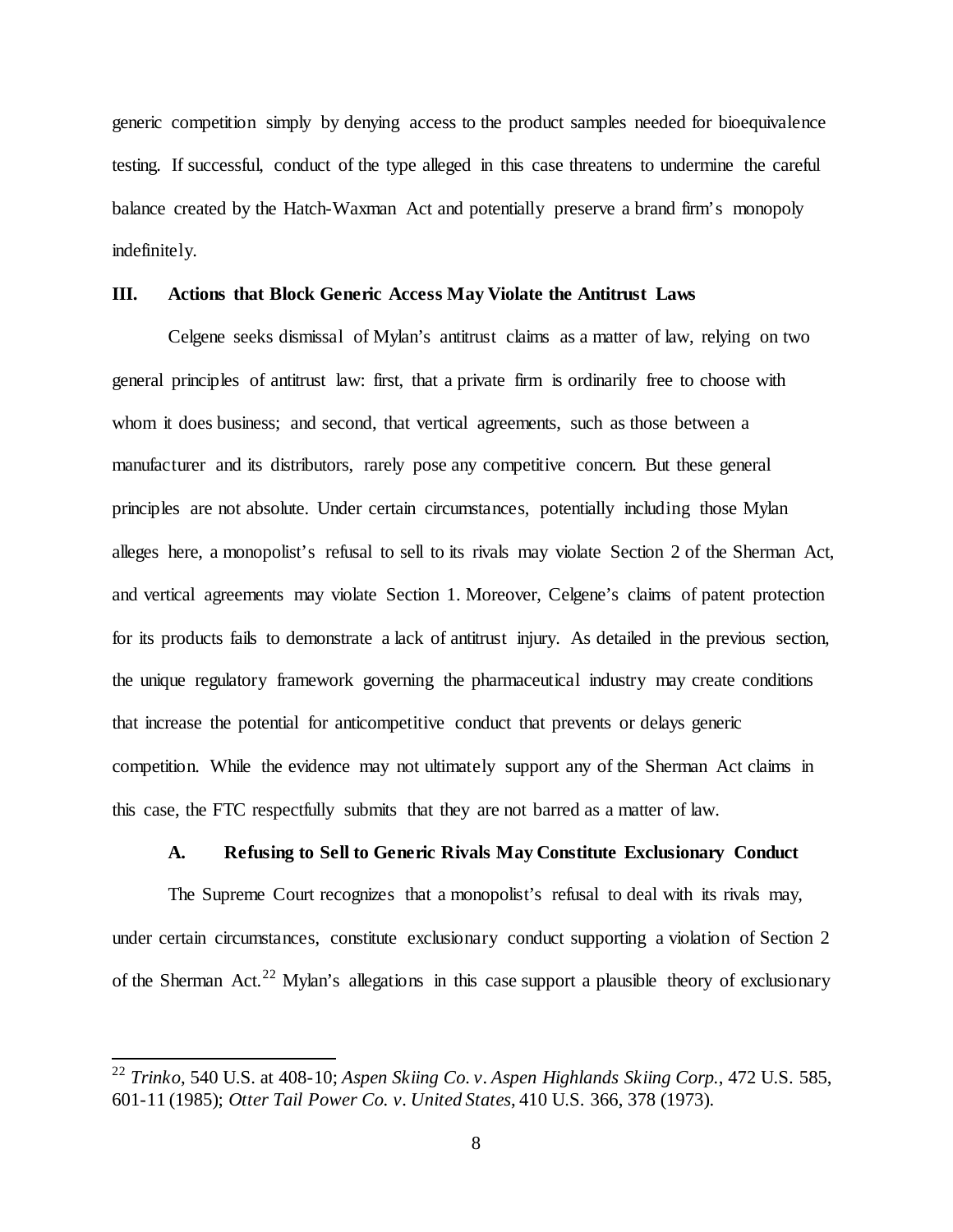generic competition simply by denying access to the product samples needed for bioequivalence testing. If successful, conduct of the type alleged in this case threatens to undermine the careful balance created by the Hatch-Waxman Act and potentially preserve a brand firm's monopoly indefinitely.

## III. Actions that Block Generic Access May Violate the Antitrust Laws

Celgene seeks dismissal of Mylan's antitrust claims as a matter of law, relying on two general principles of antitrust law: first, that a private firm is ordinarily free to choose with whom it does business; and second, that vertical agreements, such as those between a manufacturer and its distributors, rarely pose any competitive concern. But these general principles are not absolute. Under certain circumstances, potentially including those Mylan alleges here, a monopolist's refusal to sell to its rivals may violate Section 2 of the Sherman Act, and vertical agreements may violate Section 1. Moreover, Celgene's claims of patent protection for its products fails to demonstrate a lack of antitrust injury. As detailed in the previous section, the unique regulatory framework governing the pharmaceutical industry may create conditions that increase the potential for anticompetitive conduct that prevents or delays generic competition. While the evidence may not ultimately support any of the Sherman Act claims in this case, the FTC respectfully submits that they are not barred as a matter of law.

### A. Refusing to Sell to Generic Rivals May Constitute Exclusionary Conduct

The Supreme Court recognizes that a monopolist's refusal to deal with its rivals may, under certain circumstances, constitute exclusionary conduct supporting a violation of Section 2 of the Sherman Act.[22] Mylan's allegations in this case support a plausible theory of exclusionary

[22] *Trinko*, 540 U.S. at 408-10; *Aspen Skiing Co. v. Aspen Highlands Skiing Corp.*, 472 U.S. 585, 601-11 (1985); *Otter Tail Power Co. v. United States*, 410 U.S. 366, 378 (1973).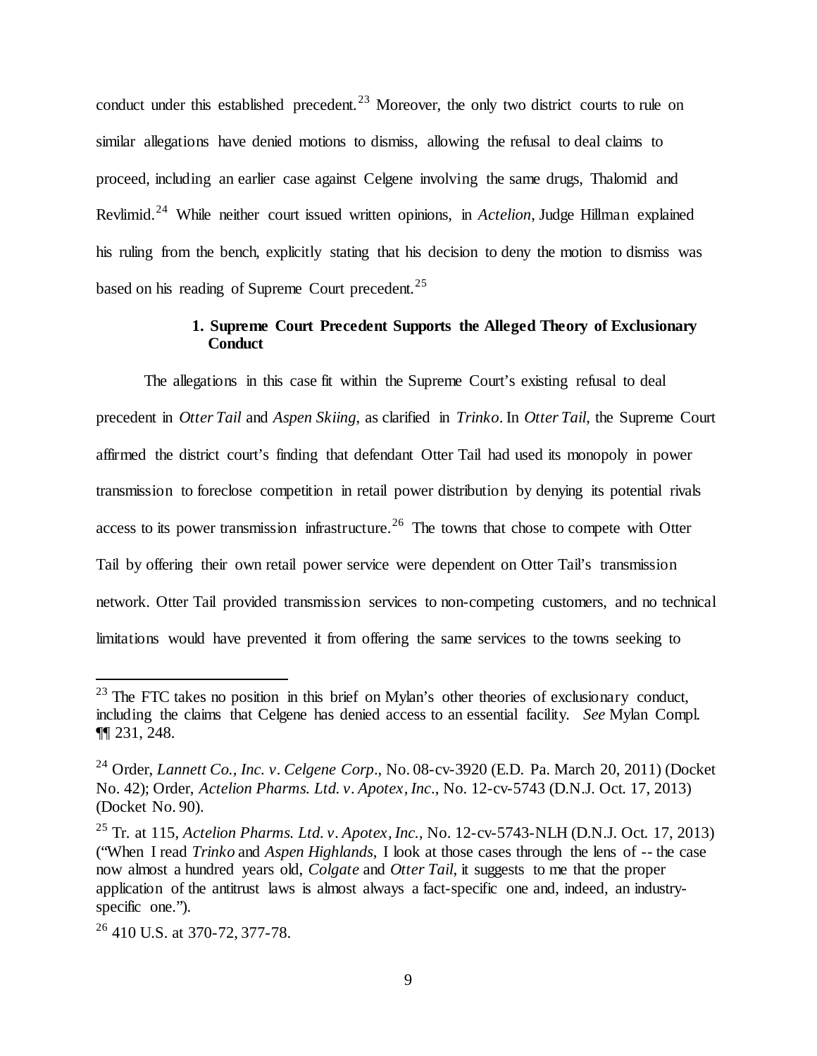conduct under this established precedent.[23] Moreover, the only two district courts to rule on similar allegations have denied motions to dismiss, allowing the refusal to deal claims to proceed, including an earlier case against Celgene involving the same drugs, Thalomid and Revlimid.[24] While neither court issued written opinions, in *Actelion*, Judge Hillman explained his ruling from the bench, explicitly stating that his decision to deny the motion to dismiss was based on his reading of Supreme Court precedent.[25]

### 1. Supreme Court Precedent Supports the Alleged Theory of Exclusionary Conduct

The allegations in this case fit within the Supreme Court's existing refusal to deal precedent in *Otter Tail* and *Aspen Skiing*, as clarified in *Trinko*. In *Otter Tail*, the Supreme Court affirmed the district court's finding that defendant Otter Tail had used its monopoly in power transmission to foreclose competition in retail power distribution by denying its potential rivals access to its power transmission infrastructure.[26] The towns that chose to compete with Otter Tail by offering their own retail power service were dependent on Otter Tail's transmission network. Otter Tail provided transmission services to non-competing customers, and no technical limitations would have prevented it from offering the same services to the towns seeking to

---

[23] The FTC takes no position in this brief on Mylan's other theories of exclusionary conduct, including the claims that Celgene has denied access to an essential facility. *See* Mylan Compl. ¶¶ 231, 248.

[24] Order, *Lannett Co., Inc. v. Celgene Corp*., No. 08-cv-3920 (E.D. Pa. March 20, 2011) (Docket No. 42); Order, *Actelion Pharms. Ltd. v. Apotex, Inc*., No. 12-cv-5743 (D.N.J. Oct. 17, 2013) (Docket No. 90).

[25] Tr. at 115, *Actelion Pharms. Ltd. v. Apotex, Inc.*, No. 12-cv-5743-NLH (D.N.J. Oct. 17, 2013) ("When I read *Trinko* and *Aspen Highlands*, I look at those cases through the lens of -- the case now almost a hundred years old, *Colgate* and *Otter Tail*, it suggests to me that the proper application of the antitrust laws is almost always a fact-specific one and, indeed, an industry-specific one.").

[26] 410 U.S. at 370-72, 377-78.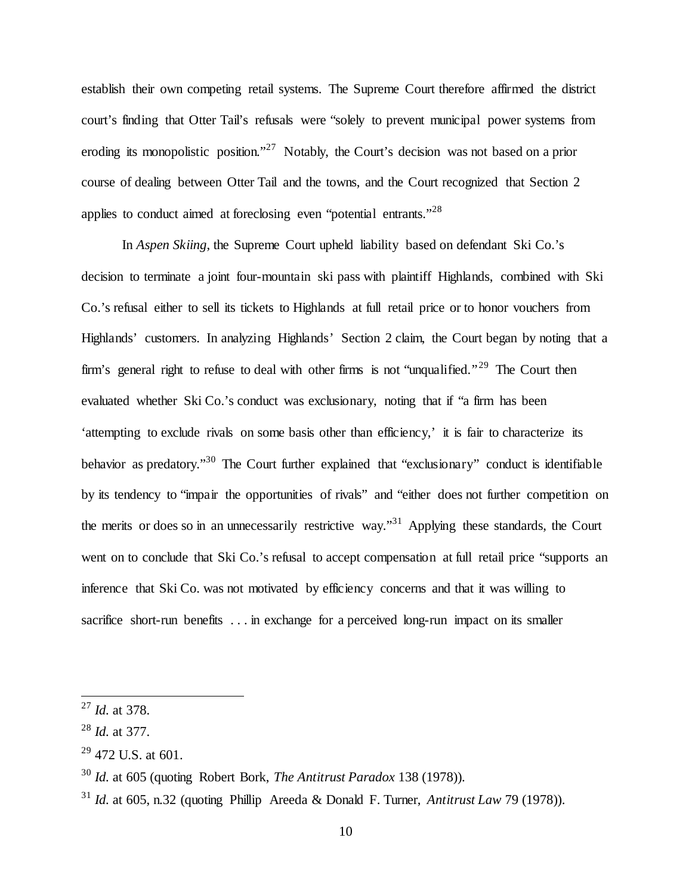establish their own competing retail systems. The Supreme Court therefore affirmed the district court's finding that Otter Tail's refusals were "solely to prevent municipal power systems from eroding its monopolistic position."[27] Notably, the Court's decision was not based on a prior course of dealing between Otter Tail and the towns, and the Court recognized that Section 2 applies to conduct aimed at foreclosing even "potential entrants."[28]

In *Aspen Skiing*, the Supreme Court upheld liability based on defendant Ski Co.'s decision to terminate a joint four-mountain ski pass with plaintiff Highlands, combined with Ski Co.'s refusal either to sell its tickets to Highlands at full retail price or to honor vouchers from Highlands' customers. In analyzing Highlands' Section 2 claim, the Court began by noting that a firm's general right to refuse to deal with other firms is not "unqualified."[29] The Court then evaluated whether Ski Co.'s conduct was exclusionary, noting that if "a firm has been 'attempting to exclude rivals on some basis other than efficiency,' it is fair to characterize its behavior as predatory."[30] The Court further explained that "exclusionary" conduct is identifiable by its tendency to "impair the opportunities of rivals" and "either does not further competition on the merits or does so in an unnecessarily restrictive way."[31] Applying these standards, the Court went on to conclude that Ski Co.'s refusal to accept compensation at full retail price "supports an inference that Ski Co. was not motivated by efficiency concerns and that it was willing to sacrifice short-run benefits . . . in exchange for a perceived long-run impact on its smaller

---

[27] *Id.* at 378.

[28] *Id.* at 377.

[29] 472 U.S. at 601.

[30] *Id.* at 605 (quoting Robert Bork, *The Antitrust Paradox* 138 (1978)).

[31] *Id.* at 605, n.32 (quoting Phillip Areeda & Donald F. Turner, *Antitrust Law* 79 (1978)).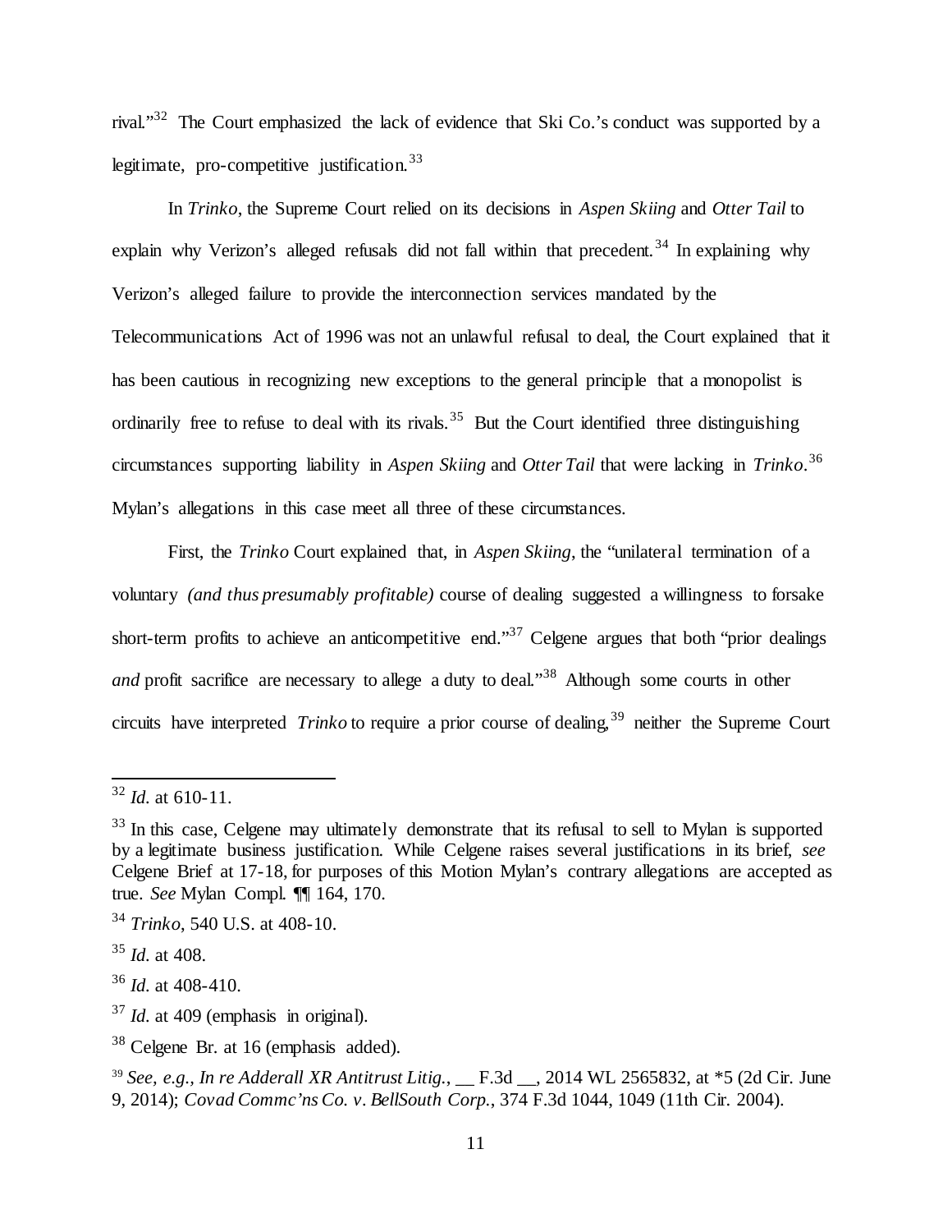rival."[32] The Court emphasized the lack of evidence that Ski Co.'s conduct was supported by a legitimate, pro-competitive justification.[33]

In *Trinko*, the Supreme Court relied on its decisions in *Aspen Skiing* and *Otter Tail* to explain why Verizon's alleged refusals did not fall within that precedent.[34] In explaining why Verizon's alleged failure to provide the interconnection services mandated by the Telecommunications Act of 1996 was not an unlawful refusal to deal, the Court explained that it has been cautious in recognizing new exceptions to the general principle that a monopolist is ordinarily free to refuse to deal with its rivals.[35] But the Court identified three distinguishing circumstances supporting liability in *Aspen Skiing* and *Otter Tail* that were lacking in *Trinko*.[36] Mylan's allegations in this case meet all three of these circumstances.

First, the *Trinko* Court explained that, in *Aspen Skiing*, the "unilateral termination of a voluntary *(and thus presumably profitable)* course of dealing suggested a willingness to forsake short-term profits to achieve an anticompetitive end."[37] Celgene argues that both "prior dealings *and* profit sacrifice are necessary to allege a duty to deal."[38] Although some courts in other circuits have interpreted *Trinko* to require a prior course of dealing,[39] neither the Supreme Court

---

[32] *Id.* at 610-11.

[33] In this case, Celgene may ultimately demonstrate that its refusal to sell to Mylan is supported by a legitimate business justification. While Celgene raises several justifications in its brief, *see* Celgene Brief at 17-18, for purposes of this Motion Mylan's contrary allegations are accepted as true. *See* Mylan Compl. ¶¶ 164, 170.

[34] *Trinko*, 540 U.S. at 408-10.

[35] *Id.* at 408.

[36] *Id.* at 408-410.

[37] *Id.* at 409 (emphasis in original).

[38] Celgene Br. at 16 (emphasis added).

[39] *See, e.g., In re Adderall XR Antitrust Litig.*, __ F.3d __, 2014 WL 2565832, at *5 (2d Cir. June 9, 2014); *Covad Commc'ns Co. v. BellSouth Corp.*, 374 F.3d 1044, 1049 (11th Cir. 2004).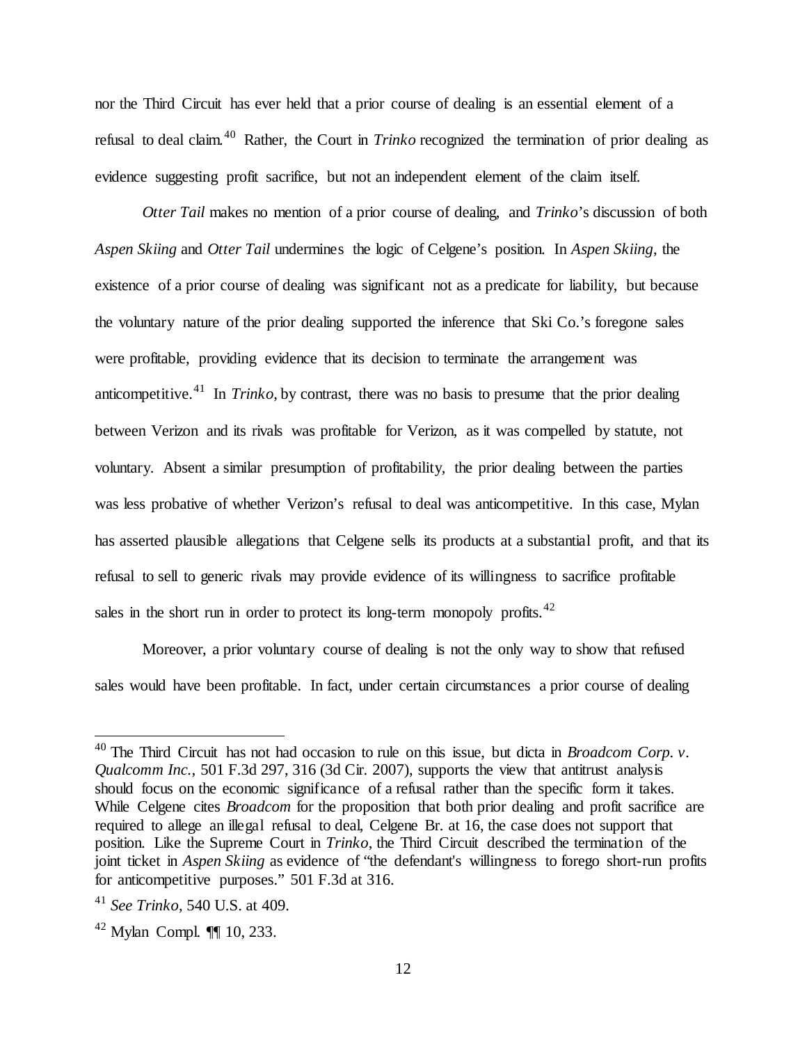nor the Third Circuit has ever held that a prior course of dealing is an essential element of a refusal to deal claim.[40] Rather, the Court in *Trinko* recognized the termination of prior dealing as evidence suggesting profit sacrifice, but not an independent element of the claim itself.

*Otter Tail* makes no mention of a prior course of dealing, and *Trinko*'s discussion of both *Aspen Skiing* and *Otter Tail* undermines the logic of Celgene's position. In *Aspen Skiing*, the existence of a prior course of dealing was significant not as a predicate for liability, but because the voluntary nature of the prior dealing supported the inference that Ski Co.'s foregone sales were profitable, providing evidence that its decision to terminate the arrangement was anticompetitive.[41] In *Trinko*, by contrast, there was no basis to presume that the prior dealing between Verizon and its rivals was profitable for Verizon, as it was compelled by statute, not voluntary. Absent a similar presumption of profitability, the prior dealing between the parties was less probative of whether Verizon's refusal to deal was anticompetitive. In this case, Mylan has asserted plausible allegations that Celgene sells its products at a substantial profit, and that its refusal to sell to generic rivals may provide evidence of its willingness to sacrifice profitable sales in the short run in order to protect its long-term monopoly profits.[42]

Moreover, a prior voluntary course of dealing is not the only way to show that refused sales would have been profitable. In fact, under certain circumstances a prior course of dealing

---

[40] The Third Circuit has not had occasion to rule on this issue, but dicta in *Broadcom Corp. v. Qualcomm Inc.*, 501 F.3d 297, 316 (3d Cir. 2007), supports the view that antitrust analysis should focus on the economic significance of a refusal rather than the specific form it takes. While Celgene cites *Broadcom* for the proposition that both prior dealing and profit sacrifice are required to allege an illegal refusal to deal, Celgene Br. at 16, the case does not support that position. Like the Supreme Court in *Trinko*, the Third Circuit described the termination of the joint ticket in *Aspen Skiing* as evidence of "the defendant's willingness to forego short-run profits for anticompetitive purposes." 501 F.3d at 316.

[41] *See Trinko*, 540 U.S. at 409.

[42] Mylan Compl. ¶¶ 10, 233.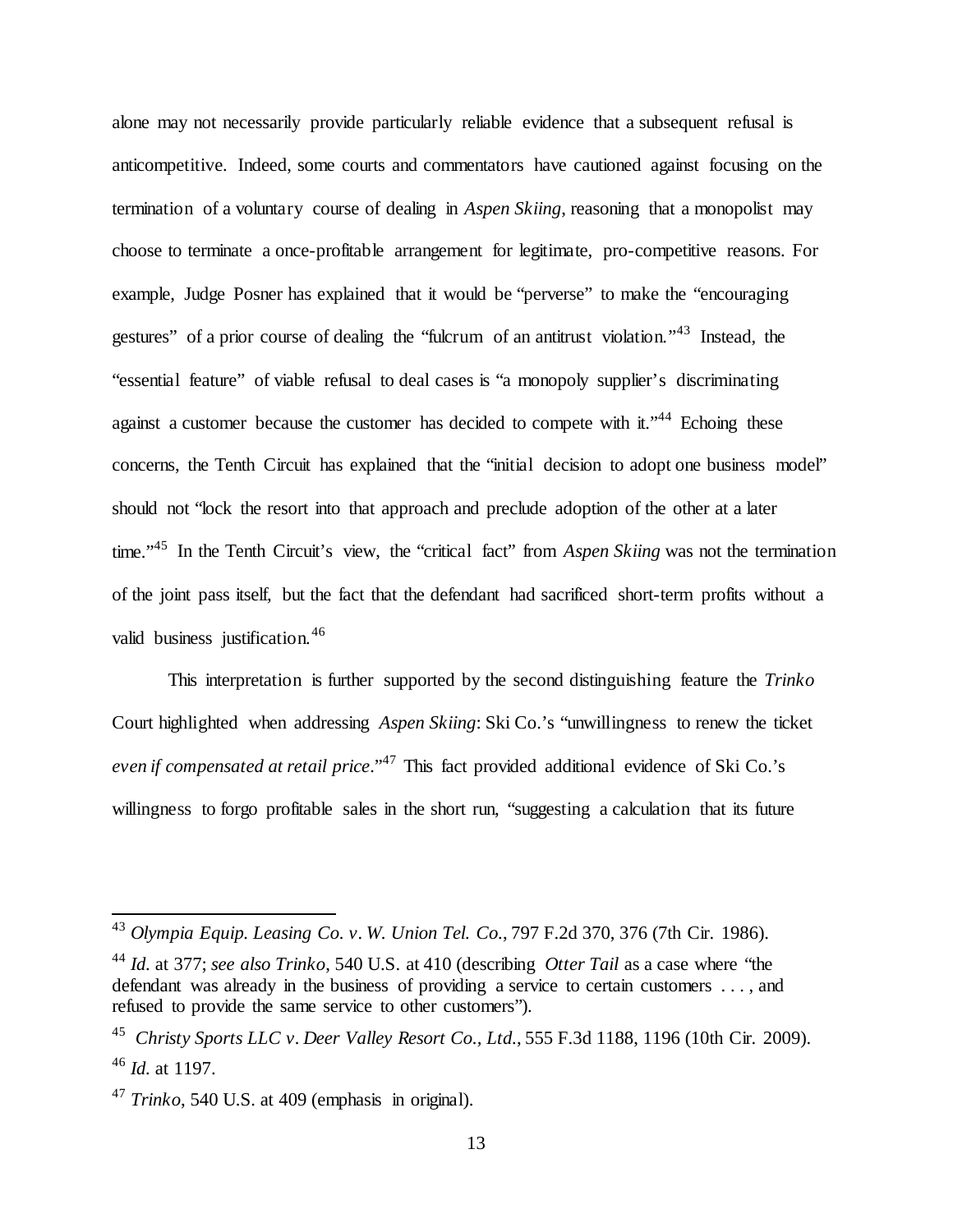alone may not necessarily provide particularly reliable evidence that a subsequent refusal is anticompetitive. Indeed, some courts and commentators have cautioned against focusing on the termination of a voluntary course of dealing in *Aspen Skiing*, reasoning that a monopolist may choose to terminate a once-profitable arrangement for legitimate, pro-competitive reasons. For example, Judge Posner has explained that it would be "perverse" to make the "encouraging gestures" of a prior course of dealing the "fulcrum of an antitrust violation."[43] Instead, the "essential feature" of viable refusal to deal cases is "a monopoly supplier's discriminating against a customer because the customer has decided to compete with it."[44] Echoing these concerns, the Tenth Circuit has explained that the "initial decision to adopt one business model" should not "lock the resort into that approach and preclude adoption of the other at a later time."[45] In the Tenth Circuit's view, the "critical fact" from *Aspen Skiing* was not the termination of the joint pass itself, but the fact that the defendant had sacrificed short-term profits without a valid business justification.[46]

This interpretation is further supported by the second distinguishing feature the *Trinko* Court highlighted when addressing *Aspen Skiing*: Ski Co.'s "unwillingness to renew the ticket *even if compensated at retail price*."[47] This fact provided additional evidence of Ski Co.'s willingness to forgo profitable sales in the short run, "suggesting a calculation that its future

---

[43] *Olympia Equip. Leasing Co. v. W. Union Tel. Co.*, 797 F.2d 370, 376 (7th Cir. 1986).

[44] *Id.* at 377; *see also Trinko*, 540 U.S. at 410 (describing *Otter Tail* as a case where "the defendant was already in the business of providing a service to certain customers . . . , and refused to provide the same service to other customers").

[45] *Christy Sports LLC v. Deer Valley Resort Co., Ltd.*, 555 F.3d 1188, 1196 (10th Cir. 2009).

[46] *Id.* at 1197.

[47] *Trinko*, 540 U.S. at 409 (emphasis in original).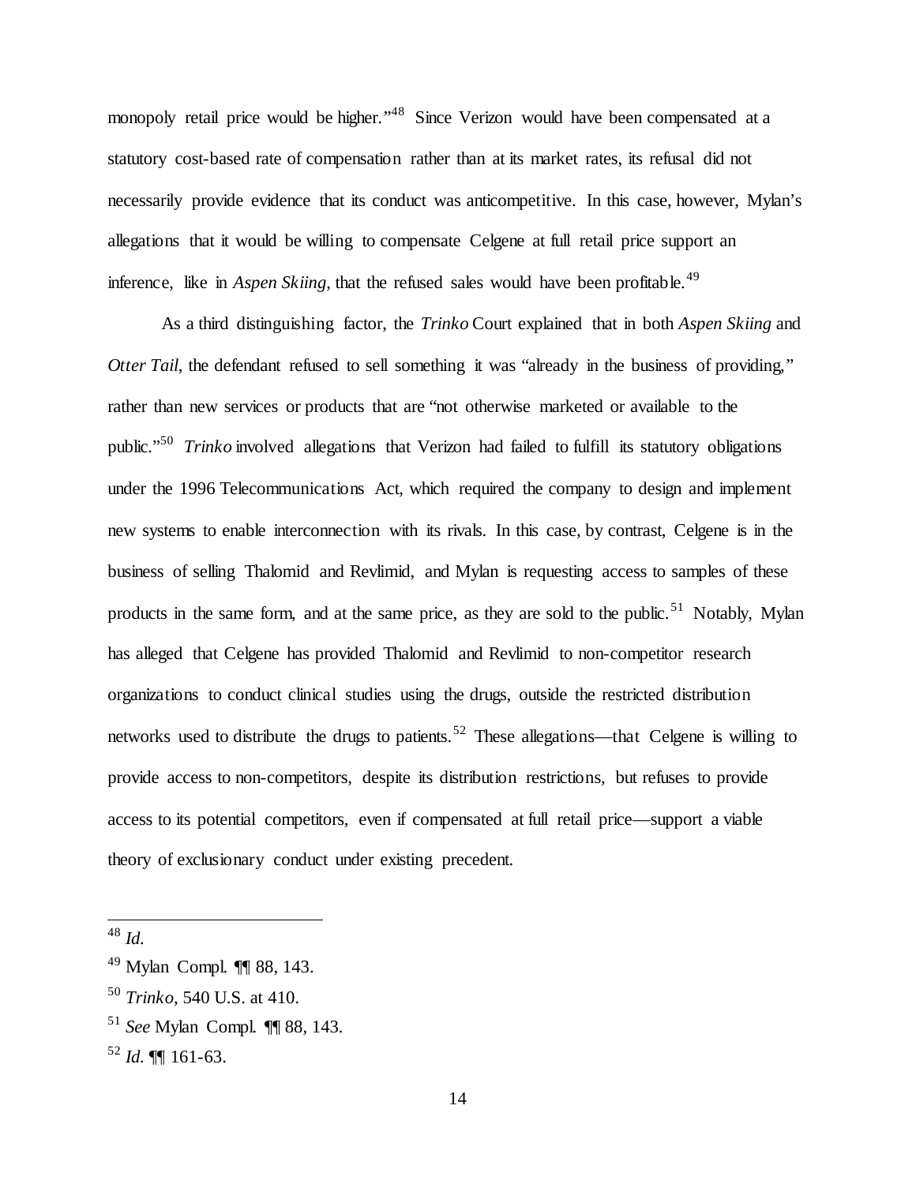monopoly retail price would be higher."[48] Since Verizon would have been compensated at a statutory cost-based rate of compensation rather than at its market rates, its refusal did not necessarily provide evidence that its conduct was anticompetitive. In this case, however, Mylan's allegations that it would be willing to compensate Celgene at full retail price support an inference, like in *Aspen Skiing*, that the refused sales would have been profitable.[49]

As a third distinguishing factor, the *Trinko* Court explained that in both *Aspen Skiing* and *Otter Tail*, the defendant refused to sell something it was "already in the business of providing," rather than new services or products that are "not otherwise marketed or available to the public."[50] *Trinko* involved allegations that Verizon had failed to fulfill its statutory obligations under the 1996 Telecommunications Act, which required the company to design and implement new systems to enable interconnection with its rivals. In this case, by contrast, Celgene is in the business of selling Thalomid and Revlimid, and Mylan is requesting access to samples of these products in the same form, and at the same price, as they are sold to the public.[51] Notably, Mylan has alleged that Celgene has provided Thalomid and Revlimid to non-competitor research organizations to conduct clinical studies using the drugs, outside the restricted distribution networks used to distribute the drugs to patients.[52] These allegations—that Celgene is willing to provide access to non-competitors, despite its distribution restrictions, but refuses to provide access to its potential competitors, even if compensated at full retail price—support a viable theory of exclusionary conduct under existing precedent.

---

[48] *Id.*

[49] Mylan Compl. ¶¶ 88, 143.

[50] *Trinko*, 540 U.S. at 410.

[51] *See* Mylan Compl. ¶¶ 88, 143.

[52] *Id.* ¶¶ 161-63.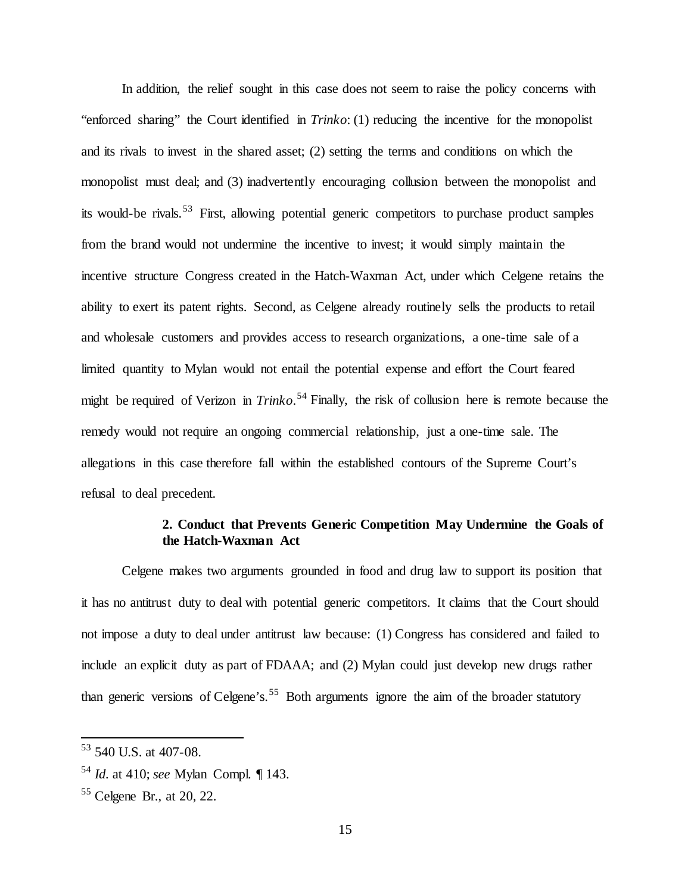In addition, the relief sought in this case does not seem to raise the policy concerns with "enforced sharing" the Court identified in *Trinko*: (1) reducing the incentive for the monopolist and its rivals to invest in the shared asset; (2) setting the terms and conditions on which the monopolist must deal; and (3) inadvertently encouraging collusion between the monopolist and its would-be rivals.[53] First, allowing potential generic competitors to purchase product samples from the brand would not undermine the incentive to invest; it would simply maintain the incentive structure Congress created in the Hatch-Waxman Act, under which Celgene retains the ability to exert its patent rights. Second, as Celgene already routinely sells the products to retail and wholesale customers and provides access to research organizations, a one-time sale of a limited quantity to Mylan would not entail the potential expense and effort the Court feared might be required of Verizon in *Trinko*.[54] Finally, the risk of collusion here is remote because the remedy would not require an ongoing commercial relationship, just a one-time sale. The allegations in this case therefore fall within the established contours of the Supreme Court's refusal to deal precedent.

### 2. Conduct that Prevents Generic Competition May Undermine the Goals of the Hatch-Waxman Act

Celgene makes two arguments grounded in food and drug law to support its position that it has no antitrust duty to deal with potential generic competitors. It claims that the Court should not impose a duty to deal under antitrust law because: (1) Congress has considered and failed to include an explicit duty as part of FDAAA; and (2) Mylan could just develop new drugs rather than generic versions of Celgene's.[55] Both arguments ignore the aim of the broader statutory

---

[53] 540 U.S. at 407-08.

[54] *Id.* at 410; *see* Mylan Compl. ¶ 143.

[55] Celgene Br., at 20, 22.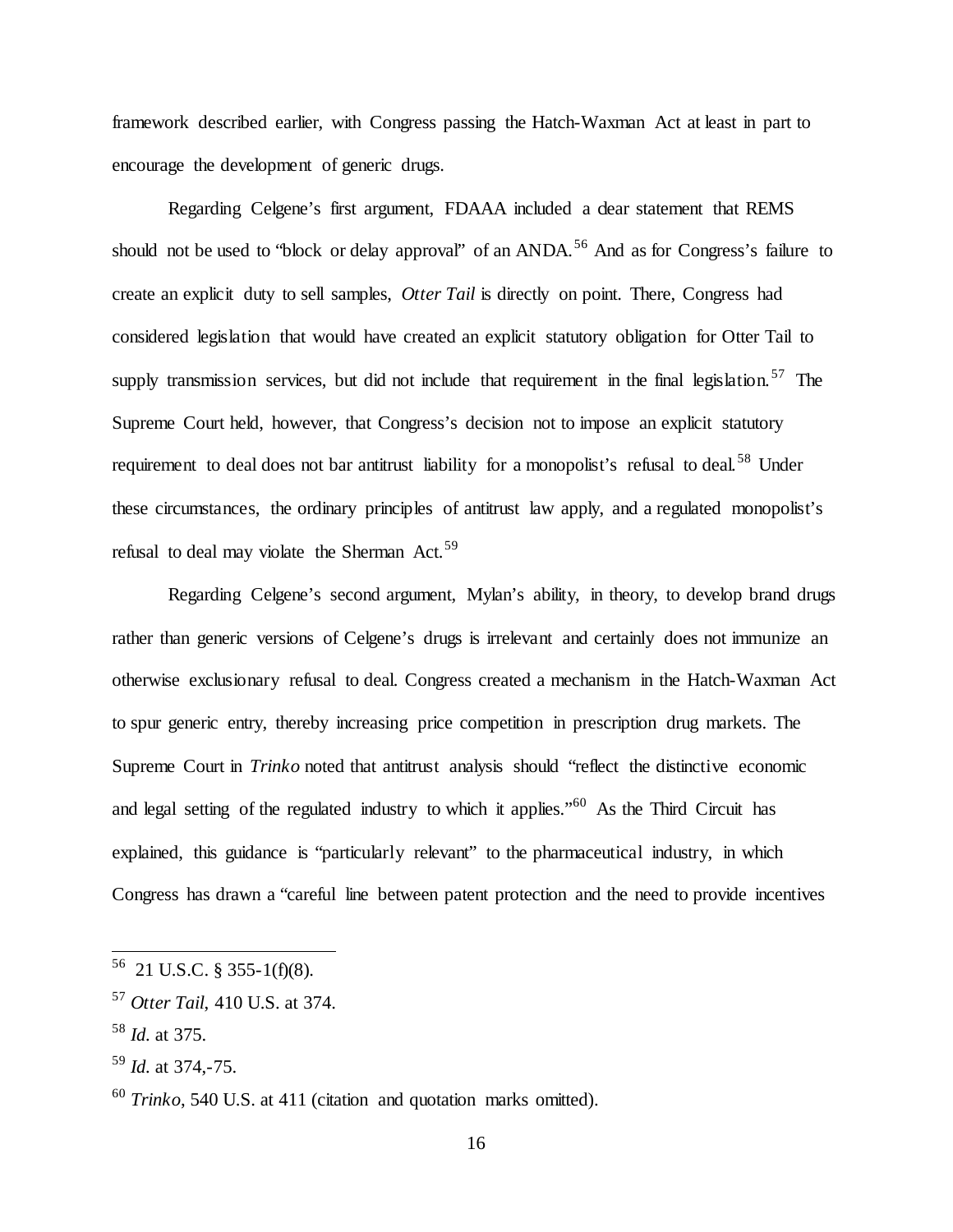framework described earlier, with Congress passing the Hatch-Waxman Act at least in part to encourage the development of generic drugs.

Regarding Celgene's first argument, FDAAA included a clear statement that REMS should not be used to "block or delay approval" of an ANDA.[56] And as for Congress's failure to create an explicit duty to sell samples, *Otter Tail* is directly on point. There, Congress had considered legislation that would have created an explicit statutory obligation for Otter Tail to supply transmission services, but did not include that requirement in the final legislation.[57] The Supreme Court held, however, that Congress's decision not to impose an explicit statutory requirement to deal does not bar antitrust liability for a monopolist's refusal to deal.[58] Under these circumstances, the ordinary principles of antitrust law apply, and a regulated monopolist's refusal to deal may violate the Sherman Act.[59]

Regarding Celgene's second argument, Mylan's ability, in theory, to develop brand drugs rather than generic versions of Celgene's drugs is irrelevant and certainly does not immunize an otherwise exclusionary refusal to deal. Congress created a mechanism in the Hatch-Waxman Act to spur generic entry, thereby increasing price competition in prescription drug markets. The Supreme Court in *Trinko* noted that antitrust analysis should "reflect the distinctive economic and legal setting of the regulated industry to which it applies."[60] As the Third Circuit has explained, this guidance is "particularly relevant" to the pharmaceutical industry, in which Congress has drawn a "careful line between patent protection and the need to provide incentives

---

[56] 21 U.S.C. § 355-1(f)(8).

[57] *Otter Tail*, 410 U.S. at 374.

[58] *Id.* at 375.

[59] *Id.* at 374,-75.

[60] *Trinko*, 540 U.S. at 411 (citation and quotation marks omitted).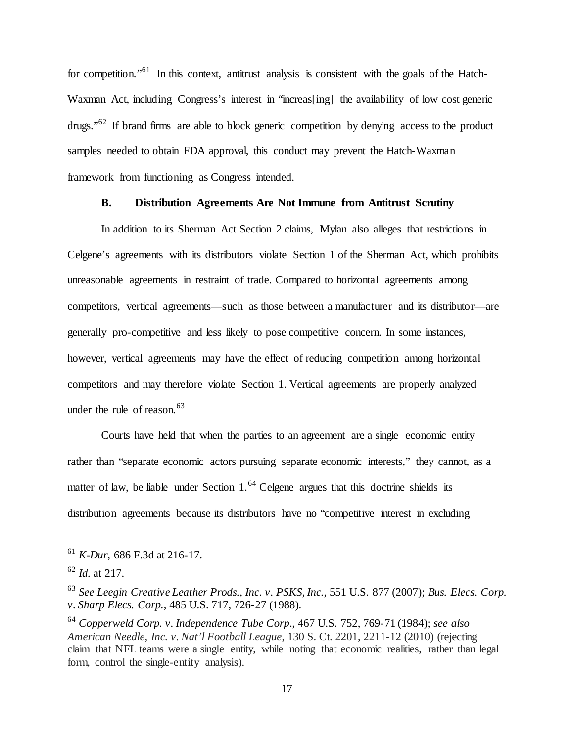for competition."[61] In this context, antitrust analysis is consistent with the goals of the Hatch-Waxman Act, including Congress's interest in "increas[ing] the availability of low cost generic drugs."[62] If brand firms are able to block generic competition by denying access to the product samples needed to obtain FDA approval, this conduct may prevent the Hatch-Waxman framework from functioning as Congress intended.

### B. Distribution Agreements Are Not Immune from Antitrust Scrutiny

In addition to its Sherman Act Section 2 claims, Mylan also alleges that restrictions in Celgene's agreements with its distributors violate Section 1 of the Sherman Act, which prohibits unreasonable agreements in restraint of trade. Compared to horizontal agreements among competitors, vertical agreements—such as those between a manufacturer and its distributor—are generally pro-competitive and less likely to pose competitive concern. In some instances, however, vertical agreements may have the effect of reducing competition among horizontal competitors and may therefore violate Section 1. Vertical agreements are properly analyzed under the rule of reason.[63]

Courts have held that when the parties to an agreement are a single economic entity rather than "separate economic actors pursuing separate economic interests," they cannot, as a matter of law, be liable under Section 1.[64] Celgene argues that this doctrine shields its distribution agreements because its distributors have no "competitive interest in excluding

---

[61] *K-Dur*, 686 F.3d at 216-17.

[62] *Id.* at 217.

[63] *See Leegin Creative Leather Prods., Inc. v. PSKS, Inc.*, 551 U.S. 877 (2007); *Bus. Elecs. Corp. v. Sharp Elecs. Corp.*, 485 U.S. 717, 726-27 (1988).

[64] *Copperweld Corp. v. Independence Tube Corp.*, 467 U.S. 752, 769-71 (1984); *see also American Needle, Inc. v. Nat'l Football League*, 130 S. Ct. 2201, 2211-12 (2010) (rejecting claim that NFL teams were a single entity, while noting that economic realities, rather than legal form, control the single-entity analysis).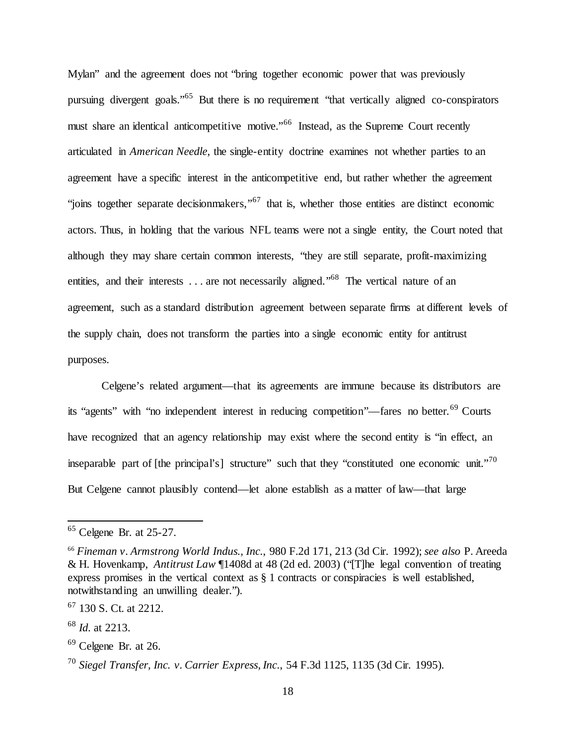Mylan" and the agreement does not "bring together economic power that was previously pursuing divergent goals."[65] But there is no requirement "that vertically aligned co-conspirators must share an identical anticompetitive motive."[66] Instead, as the Supreme Court recently articulated in *American Needle*, the single-entity doctrine examines not whether parties to an agreement have a specific interest in the anticompetitive end, but rather whether the agreement "joins together separate decisionmakers,"[67] that is, whether those entities are distinct economic actors. Thus, in holding that the various NFL teams were not a single entity, the Court noted that although they may share certain common interests, "they are still separate, profit-maximizing entities, and their interests . . . are not necessarily aligned."[68] The vertical nature of an agreement, such as a standard distribution agreement between separate firms at different levels of the supply chain, does not transform the parties into a single economic entity for antitrust purposes.

Celgene's related argument—that its agreements are immune because its distributors are its "agents" with "no independent interest in reducing competition"—fares no better.[69] Courts have recognized that an agency relationship may exist where the second entity is "in effect, an inseparable part of [the principal's] structure" such that they "constituted one economic unit."[70] But Celgene cannot plausibly contend—let alone establish as a matter of law—that large

---

[65] Celgene Br. at 25-27.

[66] *Fineman v. Armstrong World Indus., Inc.*, 980 F.2d 171, 213 (3d Cir. 1992); *see also* P. Areeda & H. Hovenkamp, *Antitrust Law* ¶1408d at 48 (2d ed. 2003) ("[T]he legal convention of treating express promises in the vertical context as § 1 contracts or conspiracies is well established, notwithstanding an unwilling dealer.").

[67] 130 S. Ct. at 2212.

[68] *Id.* at 2213.

[69] Celgene Br. at 26.

[70] *Siegel Transfer, Inc. v. Carrier Express, Inc.*, 54 F.3d 1125, 1135 (3d Cir. 1995).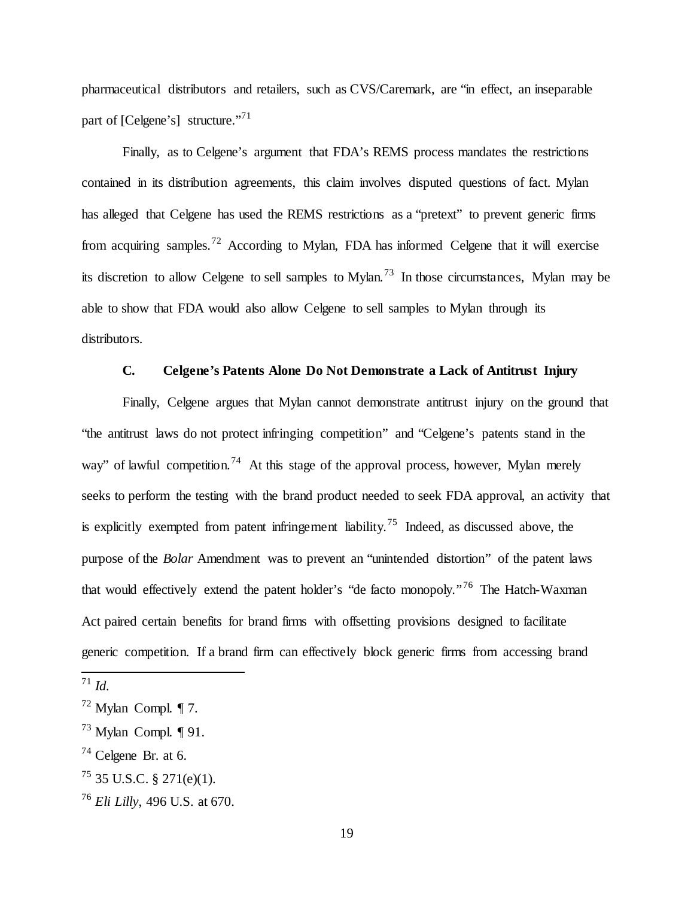pharmaceutical distributors and retailers, such as CVS/Caremark, are "in effect, an inseparable part of [Celgene's] structure."[71]

Finally, as to Celgene's argument that FDA's REMS process mandates the restrictions contained in its distribution agreements, this claim involves disputed questions of fact. Mylan has alleged that Celgene has used the REMS restrictions as a "pretext" to prevent generic firms from acquiring samples.[72] According to Mylan, FDA has informed Celgene that it will exercise its discretion to allow Celgene to sell samples to Mylan.[73] In those circumstances, Mylan may be able to show that FDA would also allow Celgene to sell samples to Mylan through its distributors.

### C. Celgene's Patents Alone Do Not Demonstrate a Lack of Antitrust Injury

Finally, Celgene argues that Mylan cannot demonstrate antitrust injury on the ground that "the antitrust laws do not protect infringing competition" and "Celgene's patents stand in the way" of lawful competition.[74] At this stage of the approval process, however, Mylan merely seeks to perform the testing with the brand product needed to seek FDA approval, an activity that is explicitly exempted from patent infringement liability.[75] Indeed, as discussed above, the purpose of the *Bolar* Amendment was to prevent an "unintended distortion" of the patent laws that would effectively extend the patent holder's "de facto monopoly."[76] The Hatch-Waxman Act paired certain benefits for brand firms with offsetting provisions designed to facilitate generic competition. If a brand firm can effectively block generic firms from accessing brand

---

[71] *Id.*

[72] Mylan Compl. ¶ 7.

[73] Mylan Compl. ¶ 91.

[74] Celgene Br. at 6.

[75] 35 U.S.C. § 271(e)(1).

[76] *Eli Lilly*, 496 U.S. at 670.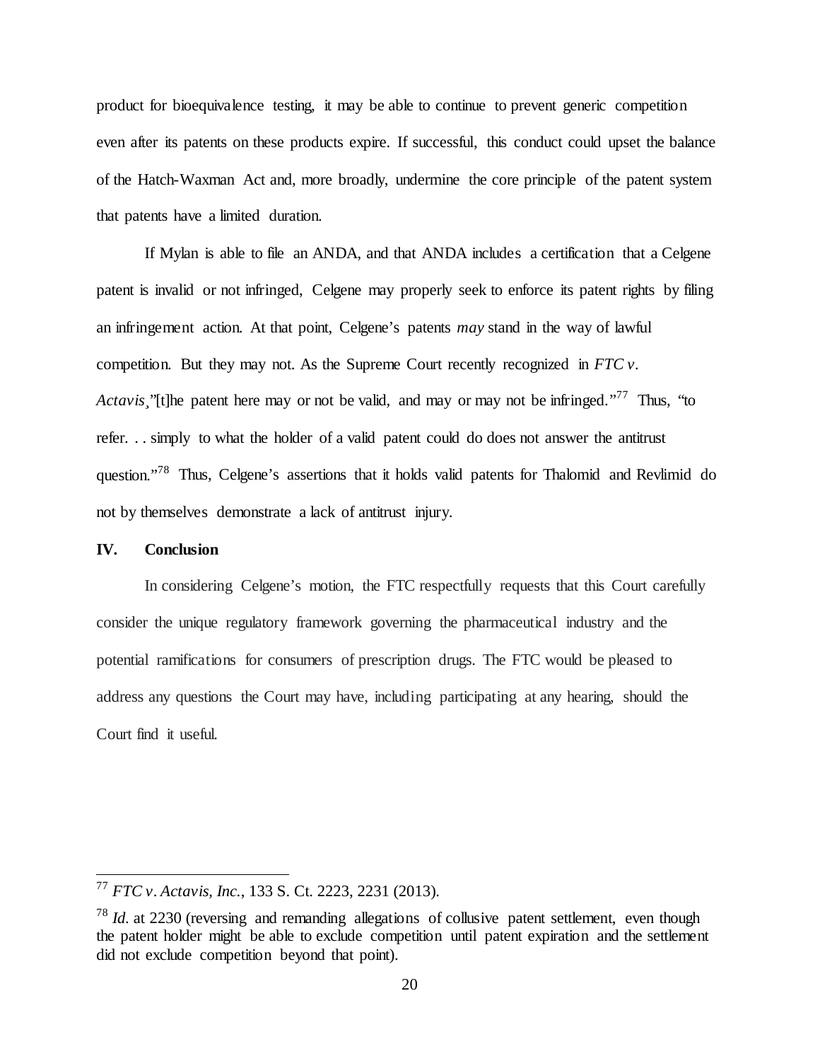product for bioequivalence testing, it may be able to continue to prevent generic competition even after its patents on these products expire. If successful, this conduct could upset the balance of the Hatch-Waxman Act and, more broadly, undermine the core principle of the patent system that patents have a limited duration.

If Mylan is able to file an ANDA, and that ANDA includes a certification that a Celgene patent is invalid or not infringed, Celgene may properly seek to enforce its patent rights by filing an infringement action. At that point, Celgene's patents *may* stand in the way of lawful competition. But they may not. As the Supreme Court recently recognized in *FTC v. Actavis*,"[t]he patent here may or not be valid, and may or may not be infringed."[77] Thus, "to refer. . . simply to what the holder of a valid patent could do does not answer the antitrust question."[78] Thus, Celgene's assertions that it holds valid patents for Thalomid and Revlimid do not by themselves demonstrate a lack of antitrust injury.

## IV. Conclusion

In considering Celgene's motion, the FTC respectfully requests that this Court carefully consider the unique regulatory framework governing the pharmaceutical industry and the potential ramifications for consumers of prescription drugs. The FTC would be pleased to address any questions the Court may have, including participating at any hearing, should the Court find it useful.

---

[77] *FTC v. Actavis, Inc.*, 133 S. Ct. 2223, 2231 (2013).

[78] *Id.* at 2230 (reversing and remanding allegations of collusive patent settlement, even though the patent holder might be able to exclude competition until patent expiration and the settlement did not exclude competition beyond that point).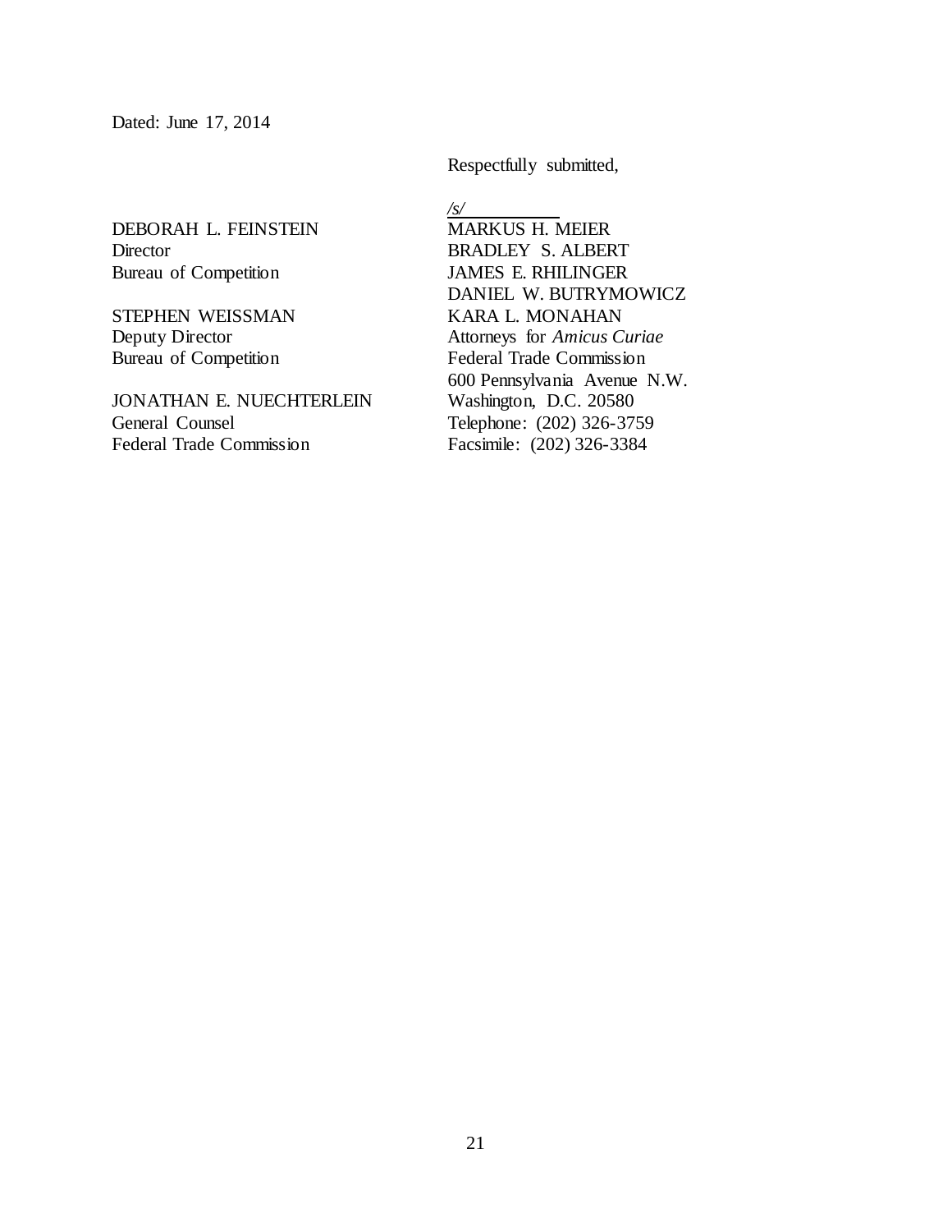Dated: June 17, 2014

Respectfully submitted,

/s/

MARKUS H. MEIER
BRADLEY S. ALBERT
JAMES E. RHILINGER
DANIEL W. BUTRYMOWICZ
KARA L. MONAHAN
Attorneys for *Amicus Curiae*
Federal Trade Commission
600 Pennsylvania Avenue N.W.
Washington, D.C. 20580
Telephone: (202) 326-3759
Facsimile: (202) 326-3384

DEBORAH L. FEINSTEIN
Director
Bureau of Competition

STEPHEN WEISSMAN
Deputy Director
Bureau of Competition

JONATHAN E. NUECHTERLEIN
General Counsel
Federal Trade Commission